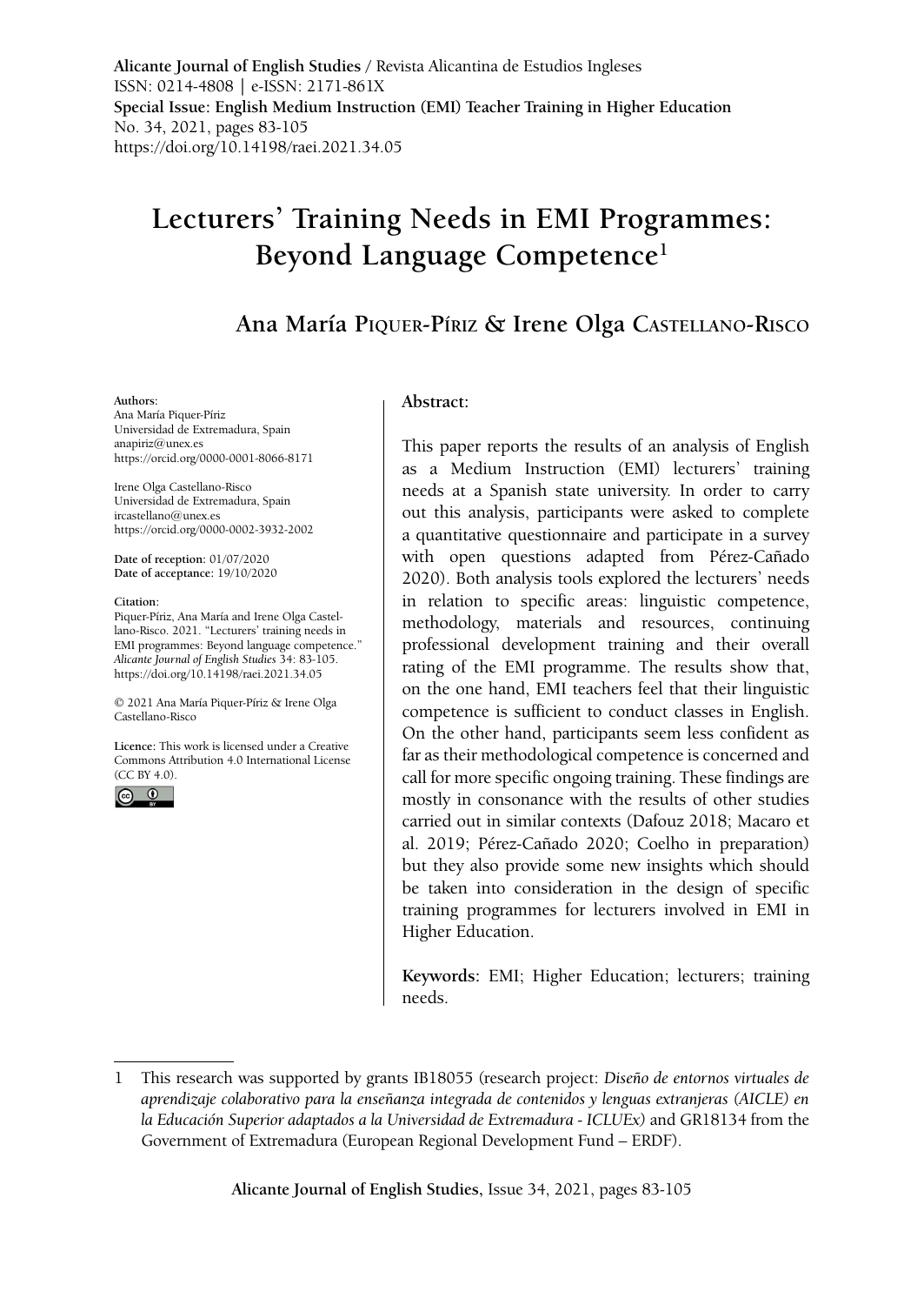**Alicante Journal of English Studies** / Revista Alicantina de Estudios Ingleses
ISSN: 0214-4808 | e-ISSN: 2171-861X
**Special Issue: English Medium Instruction (EMI) Teacher Training in Higher Education**
No. 34, 2021, pages 83-105
https://doi.org/10.14198/raei.2021.34.05

# Lecturers' Training Needs in EMI Programmes: Beyond Language Competence[1]

## Ana María Piquer-Píriz & Irene Olga Castellano-Risco

**Authors**:
Ana María Piquer-Píriz
Universidad de Extremadura, Spain
anapiriz@unex.es
https://orcid.org/0000-0001-8066-8171

Irene Olga Castellano-Risco
Universidad de Extremadura, Spain
ircastellano@unex.es
https://orcid.org/0000-0002-3932-2002

**Date of reception**: 01/07/2020
**Date of acceptance**: 19/10/2020

**Citation**:
Piquer-Píriz, Ana María and Irene Olga Castellano-Risco. 2021. "Lecturers' training needs in EMI programmes: Beyond language competence." *Alicante Journal of English Studies* 34: 83-105. https://doi.org/10.14198/raei.2021.34.05

© 2021 Ana María Piquer-Píriz & Irene Olga Castellano-Risco

**Licence**: This work is licensed under a Creative Commons Attribution 4.0 International License (CC BY 4.0).

**Abstract:**

This paper reports the results of an analysis of English as a Medium Instruction (EMI) lecturers' training needs at a Spanish state university. In order to carry out this analysis, participants were asked to complete a quantitative questionnaire and participate in a survey with open questions adapted from Pérez-Cañado 2020). Both analysis tools explored the lecturers' needs in relation to specific areas: linguistic competence, methodology, materials and resources, continuing professional development training and their overall rating of the EMI programme. The results show that, on the one hand, EMI teachers feel that their linguistic competence is sufficient to conduct classes in English. On the other hand, participants seem less confident as far as their methodological competence is concerned and call for more specific ongoing training. These findings are mostly in consonance with the results of other studies carried out in similar contexts (Dafouz 2018; Macaro et al. 2019; Pérez-Cañado 2020; Coelho in preparation) but they also provide some new insights which should be taken into consideration in the design of specific training programmes for lecturers involved in EMI in Higher Education.

**Keywords:** EMI; Higher Education; lecturers; training needs.

---

1 This research was supported by grants IB18055 (research project: *Diseño de entornos virtuales de aprendizaje colaborativo para la enseñanza integrada de contenidos y lenguas extranjeras (AICLE) en la Educación Superior adaptados a la Universidad de Extremadura - ICLUEx)* and GR18134 from the Government of Extremadura (European Regional Development Fund – ERDF).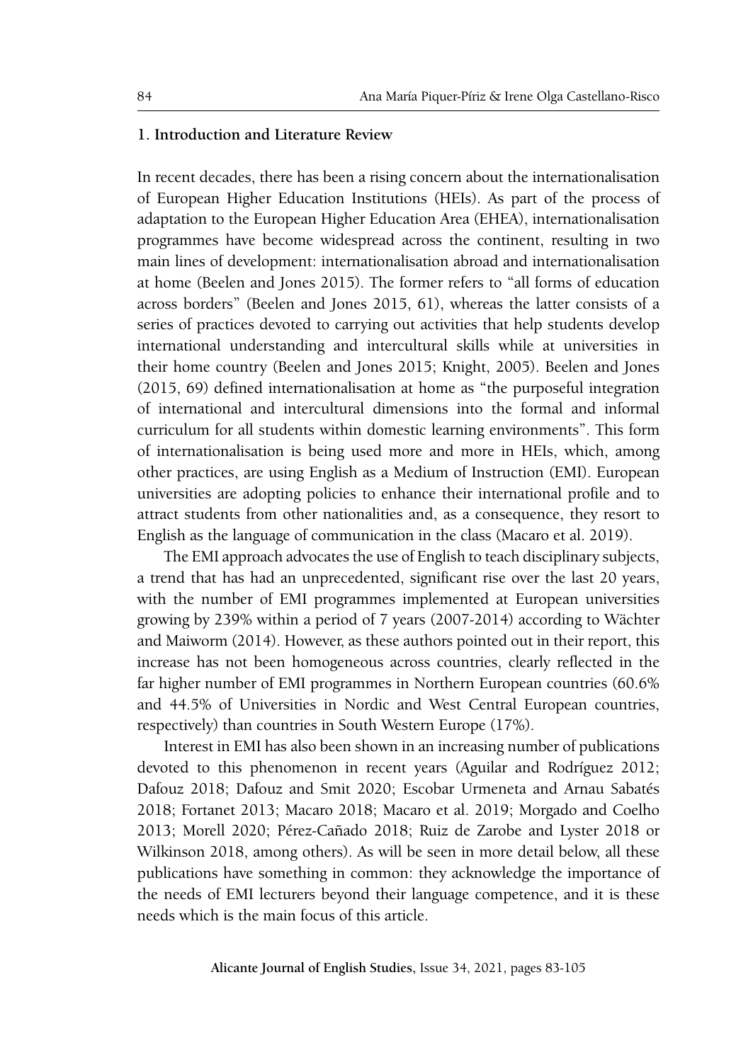## 1. Introduction and Literature Review

In recent decades, there has been a rising concern about the internationalisation of European Higher Education Institutions (HEIs). As part of the process of adaptation to the European Higher Education Area (EHEA), internationalisation programmes have become widespread across the continent, resulting in two main lines of development: internationalisation abroad and internationalisation at home (Beelen and Jones 2015). The former refers to "all forms of education across borders" (Beelen and Jones 2015, 61), whereas the latter consists of a series of practices devoted to carrying out activities that help students develop international understanding and intercultural skills while at universities in their home country (Beelen and Jones 2015; Knight, 2005). Beelen and Jones (2015, 69) defined internationalisation at home as "the purposeful integration of international and intercultural dimensions into the formal and informal curriculum for all students within domestic learning environments". This form of internationalisation is being used more and more in HEIs, which, among other practices, are using English as a Medium of Instruction (EMI). European universities are adopting policies to enhance their international profile and to attract students from other nationalities and, as a consequence, they resort to English as the language of communication in the class (Macaro et al. 2019).

The EMI approach advocates the use of English to teach disciplinary subjects, a trend that has had an unprecedented, significant rise over the last 20 years, with the number of EMI programmes implemented at European universities growing by 239% within a period of 7 years (2007-2014) according to Wächter and Maiworm (2014). However, as these authors pointed out in their report, this increase has not been homogeneous across countries, clearly reflected in the far higher number of EMI programmes in Northern European countries (60.6% and 44.5% of Universities in Nordic and West Central European countries, respectively) than countries in South Western Europe (17%).

Interest in EMI has also been shown in an increasing number of publications devoted to this phenomenon in recent years (Aguilar and Rodríguez 2012; Dafouz 2018; Dafouz and Smit 2020; Escobar Urmeneta and Arnau Sabatés 2018; Fortanet 2013; Macaro 2018; Macaro et al. 2019; Morgado and Coelho 2013; Morell 2020; Pérez-Cañado 2018; Ruiz de Zarobe and Lyster 2018 or Wilkinson 2018, among others). As will be seen in more detail below, all these publications have something in common: they acknowledge the importance of the needs of EMI lecturers beyond their language competence, and it is these needs which is the main focus of this article.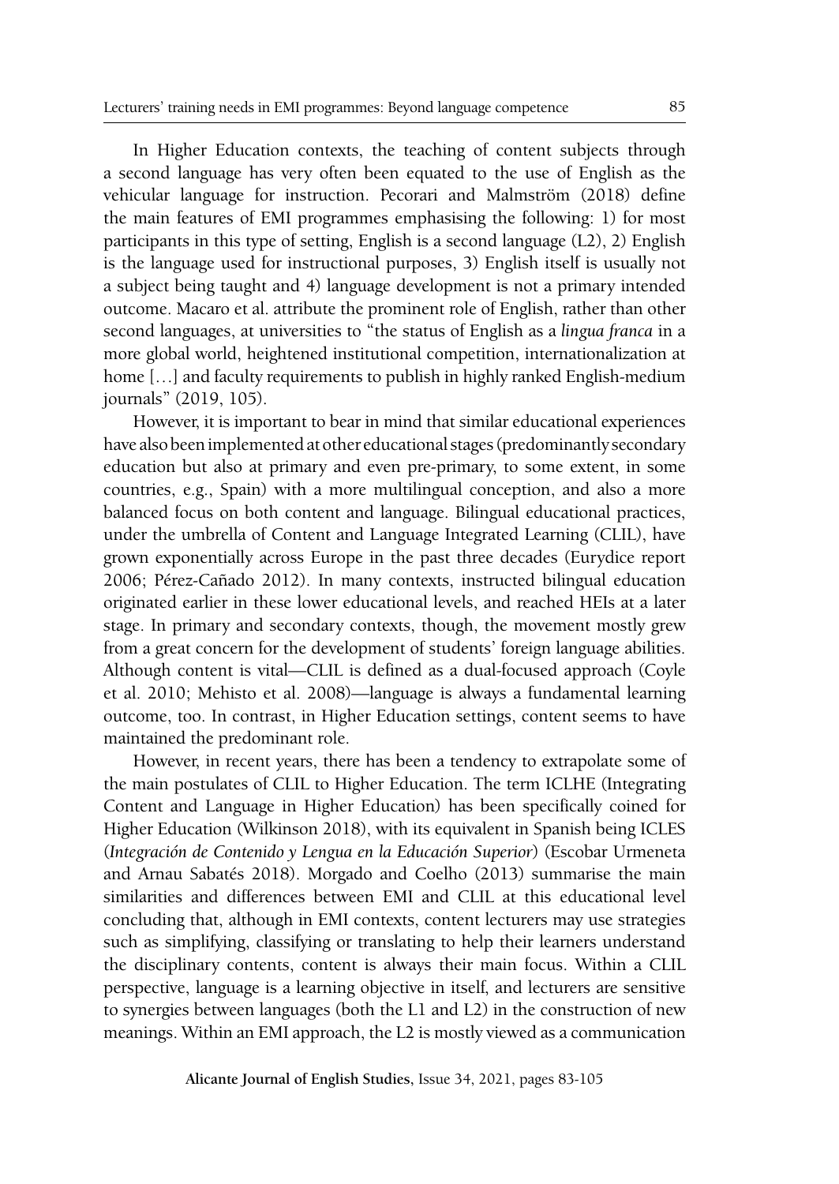In Higher Education contexts, the teaching of content subjects through a second language has very often been equated to the use of English as the vehicular language for instruction. Pecorari and Malmström (2018) define the main features of EMI programmes emphasising the following: 1) for most participants in this type of setting, English is a second language (L2), 2) English is the language used for instructional purposes, 3) English itself is usually not a subject being taught and 4) language development is not a primary intended outcome. Macaro et al. attribute the prominent role of English, rather than other second languages, at universities to "the status of English as a *lingua franca* in a more global world, heightened institutional competition, internationalization at home […] and faculty requirements to publish in highly ranked English-medium journals" (2019, 105).

However, it is important to bear in mind that similar educational experiences have also been implemented at other educational stages (predominantly secondary education but also at primary and even pre-primary, to some extent, in some countries, e.g., Spain) with a more multilingual conception, and also a more balanced focus on both content and language. Bilingual educational practices, under the umbrella of Content and Language Integrated Learning (CLIL), have grown exponentially across Europe in the past three decades (Eurydice report 2006; Pérez-Cañado 2012). In many contexts, instructed bilingual education originated earlier in these lower educational levels, and reached HEIs at a later stage. In primary and secondary contexts, though, the movement mostly grew from a great concern for the development of students' foreign language abilities. Although content is vital—CLIL is defined as a dual-focused approach (Coyle et al. 2010; Mehisto et al. 2008)—language is always a fundamental learning outcome, too. In contrast, in Higher Education settings, content seems to have maintained the predominant role.

However, in recent years, there has been a tendency to extrapolate some of the main postulates of CLIL to Higher Education. The term ICLHE (Integrating Content and Language in Higher Education) has been specifically coined for Higher Education (Wilkinson 2018), with its equivalent in Spanish being ICLES (*Integración de Contenido y Lengua en la Educación Superior*) (Escobar Urmeneta and Arnau Sabatés 2018). Morgado and Coelho (2013) summarise the main similarities and differences between EMI and CLIL at this educational level concluding that, although in EMI contexts, content lecturers may use strategies such as simplifying, classifying or translating to help their learners understand the disciplinary contents, content is always their main focus. Within a CLIL perspective, language is a learning objective in itself, and lecturers are sensitive to synergies between languages (both the L1 and L2) in the construction of new meanings. Within an EMI approach, the L2 is mostly viewed as a communication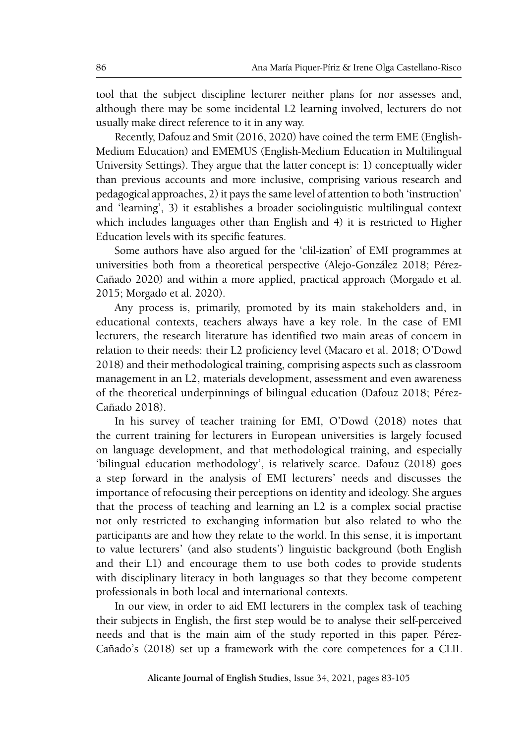tool that the subject discipline lecturer neither plans for nor assesses and, although there may be some incidental L2 learning involved, lecturers do not usually make direct reference to it in any way.

Recently, Dafouz and Smit (2016, 2020) have coined the term EME (English-Medium Education) and EMEMUS (English-Medium Education in Multilingual University Settings). They argue that the latter concept is: 1) conceptually wider than previous accounts and more inclusive, comprising various research and pedagogical approaches, 2) it pays the same level of attention to both 'instruction' and 'learning', 3) it establishes a broader sociolinguistic multilingual context which includes languages other than English and 4) it is restricted to Higher Education levels with its specific features.

Some authors have also argued for the 'clil-ization' of EMI programmes at universities both from a theoretical perspective (Alejo-González 2018; Pérez-Cañado 2020) and within a more applied, practical approach (Morgado et al. 2015; Morgado et al. 2020).

Any process is, primarily, promoted by its main stakeholders and, in educational contexts, teachers always have a key role. In the case of EMI lecturers, the research literature has identified two main areas of concern in relation to their needs: their L2 proficiency level (Macaro et al. 2018; O'Dowd 2018) and their methodological training, comprising aspects such as classroom management in an L2, materials development, assessment and even awareness of the theoretical underpinnings of bilingual education (Dafouz 2018; Pérez-Cañado 2018).

In his survey of teacher training for EMI, O'Dowd (2018) notes that the current training for lecturers in European universities is largely focused on language development, and that methodological training, and especially 'bilingual education methodology', is relatively scarce. Dafouz (2018) goes a step forward in the analysis of EMI lecturers' needs and discusses the importance of refocusing their perceptions on identity and ideology. She argues that the process of teaching and learning an L2 is a complex social practise not only restricted to exchanging information but also related to who the participants are and how they relate to the world. In this sense, it is important to value lecturers' (and also students') linguistic background (both English and their L1) and encourage them to use both codes to provide students with disciplinary literacy in both languages so that they become competent professionals in both local and international contexts.

In our view, in order to aid EMI lecturers in the complex task of teaching their subjects in English, the first step would be to analyse their self-perceived needs and that is the main aim of the study reported in this paper. Pérez-Cañado's (2018) set up a framework with the core competences for a CLIL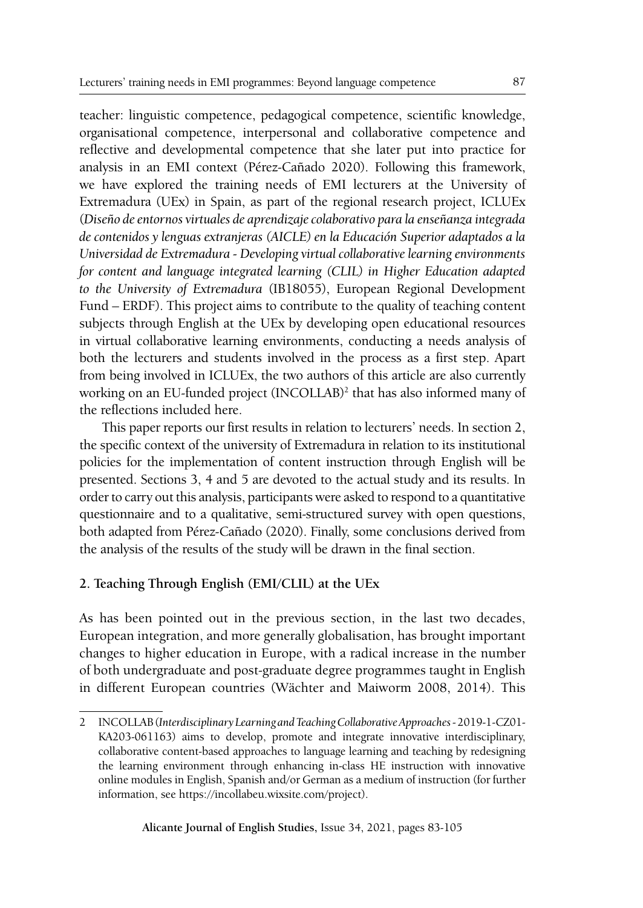teacher: linguistic competence, pedagogical competence, scientific knowledge, organisational competence, interpersonal and collaborative competence and reflective and developmental competence that she later put into practice for analysis in an EMI context (Pérez-Cañado 2020). Following this framework, we have explored the training needs of EMI lecturers at the University of Extremadura (UEx) in Spain, as part of the regional research project, ICLUEx (*Diseño de entornos virtuales de aprendizaje colaborativo para la enseñanza integrada de contenidos y lenguas extranjeras (AICLE) en la Educación Superior adaptados a la Universidad de Extremadura - Developing virtual collaborative learning environments for content and language integrated learning (CLIL) in Higher Education adapted to the University of Extremadura* (IB18055), European Regional Development Fund – ERDF). This project aims to contribute to the quality of teaching content subjects through English at the UEx by developing open educational resources in virtual collaborative learning environments, conducting a needs analysis of both the lecturers and students involved in the process as a first step. Apart from being involved in ICLUEx, the two authors of this article are also currently working on an EU-funded project (INCOLLAB)[2] that has also informed many of the reflections included here.

This paper reports our first results in relation to lecturers' needs. In section 2, the specific context of the university of Extremadura in relation to its institutional policies for the implementation of content instruction through English will be presented. Sections 3, 4 and 5 are devoted to the actual study and its results. In order to carry out this analysis, participants were asked to respond to a quantitative questionnaire and to a qualitative, semi-structured survey with open questions, both adapted from Pérez-Cañado (2020). Finally, some conclusions derived from the analysis of the results of the study will be drawn in the final section.

## 2. Teaching Through English (EMI/CLIL) at the UEx

As has been pointed out in the previous section, in the last two decades, European integration, and more generally globalisation, has brought important changes to higher education in Europe, with a radical increase in the number of both undergraduate and post-graduate degree programmes taught in English in different European countries (Wächter and Maiworm 2008, 2014). This

---

2 INCOLLAB (*Interdisciplinary Learning and Teaching Collaborative Approaches* - 2019-1-CZ01-KA203-061163) aims to develop, promote and integrate innovative interdisciplinary, collaborative content-based approaches to language learning and teaching by redesigning the learning environment through enhancing in-class HE instruction with innovative online modules in English, Spanish and/or German as a medium of instruction (for further information, see https://incollabeu.wixsite.com/project).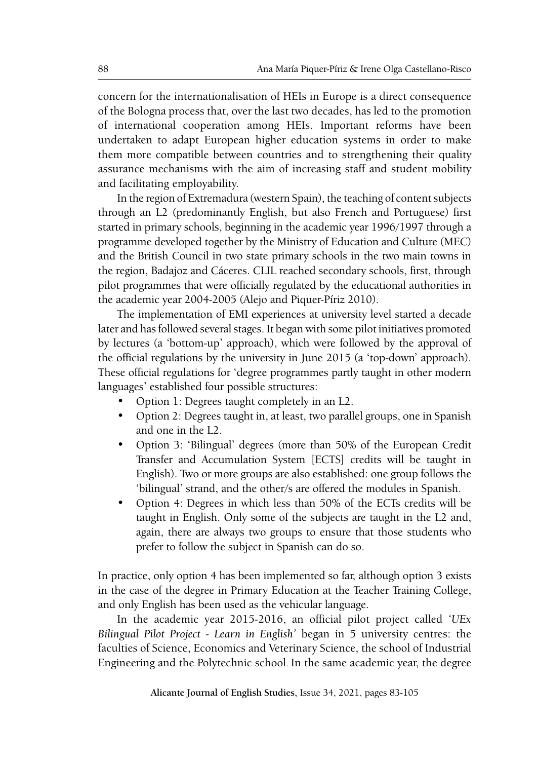concern for the internationalisation of HEIs in Europe is a direct consequence of the Bologna process that, over the last two decades, has led to the promotion of international cooperation among HEIs. Important reforms have been undertaken to adapt European higher education systems in order to make them more compatible between countries and to strengthening their quality assurance mechanisms with the aim of increasing staff and student mobility and facilitating employability.

In the region of Extremadura (western Spain), the teaching of content subjects through an L2 (predominantly English, but also French and Portuguese) first started in primary schools, beginning in the academic year 1996/1997 through a programme developed together by the Ministry of Education and Culture (MEC) and the British Council in two state primary schools in the two main towns in the region, Badajoz and Cáceres. CLIL reached secondary schools, first, through pilot programmes that were officially regulated by the educational authorities in the academic year 2004-2005 (Alejo and Piquer-Píriz 2010).

The implementation of EMI experiences at university level started a decade later and has followed several stages. It began with some pilot initiatives promoted by lectures (a 'bottom-up' approach), which were followed by the approval of the official regulations by the university in June 2015 (a 'top-down' approach). These official regulations for 'degree programmes partly taught in other modern languages' established four possible structures:

- Option 1: Degrees taught completely in an L2.
- Option 2: Degrees taught in, at least, two parallel groups, one in Spanish and one in the L2.
- Option 3: 'Bilingual' degrees (more than 50% of the European Credit Transfer and Accumulation System [ECTS] credits will be taught in English). Two or more groups are also established: one group follows the 'bilingual' strand, and the other/s are offered the modules in Spanish.
- Option 4: Degrees in which less than 50% of the ECTs credits will be taught in English. Only some of the subjects are taught in the L2 and, again, there are always two groups to ensure that those students who prefer to follow the subject in Spanish can do so.

In practice, only option 4 has been implemented so far, although option 3 exists in the case of the degree in Primary Education at the Teacher Training College, and only English has been used as the vehicular language.

In the academic year 2015-2016, an official pilot project called *'UEx Bilingual Pilot Project - Learn in English'* began in 5 university centres: the faculties of Science, Economics and Veterinary Science, the school of Industrial Engineering and the Polytechnic school. In the same academic year, the degree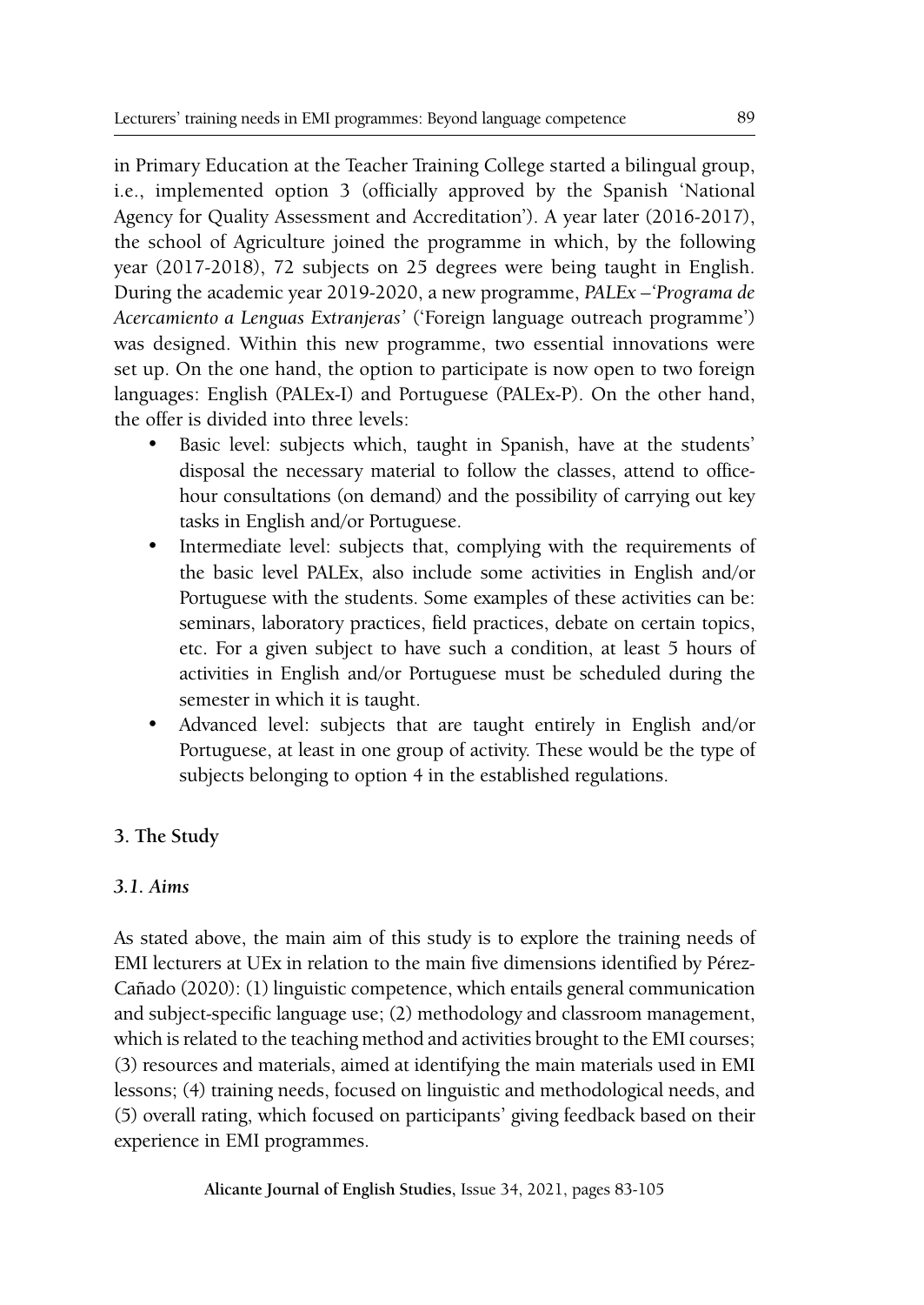in Primary Education at the Teacher Training College started a bilingual group, i.e., implemented option 3 (officially approved by the Spanish 'National Agency for Quality Assessment and Accreditation'). A year later (2016-2017), the school of Agriculture joined the programme in which, by the following year (2017-2018), 72 subjects on 25 degrees were being taught in English. During the academic year 2019-2020, a new programme, *PALEx –'Programa de Acercamiento a Lenguas Extranjeras'* ('Foreign language outreach programme') was designed. Within this new programme, two essential innovations were set up. On the one hand, the option to participate is now open to two foreign languages: English (PALEx-I) and Portuguese (PALEx-P). On the other hand, the offer is divided into three levels:

- Basic level: subjects which, taught in Spanish, have at the students' disposal the necessary material to follow the classes, attend to office-hour consultations (on demand) and the possibility of carrying out key tasks in English and/or Portuguese.
- Intermediate level: subjects that, complying with the requirements of the basic level PALEx, also include some activities in English and/or Portuguese with the students. Some examples of these activities can be: seminars, laboratory practices, field practices, debate on certain topics, etc. For a given subject to have such a condition, at least 5 hours of activities in English and/or Portuguese must be scheduled during the semester in which it is taught.
- Advanced level: subjects that are taught entirely in English and/or Portuguese, at least in one group of activity. These would be the type of subjects belonging to option 4 in the established regulations.

## 3. The Study

### *3.1. Aims*

As stated above, the main aim of this study is to explore the training needs of EMI lecturers at UEx in relation to the main five dimensions identified by Pérez-Cañado (2020): (1) linguistic competence, which entails general communication and subject-specific language use; (2) methodology and classroom management, which is related to the teaching method and activities brought to the EMI courses; (3) resources and materials, aimed at identifying the main materials used in EMI lessons; (4) training needs, focused on linguistic and methodological needs, and (5) overall rating, which focused on participants' giving feedback based on their experience in EMI programmes.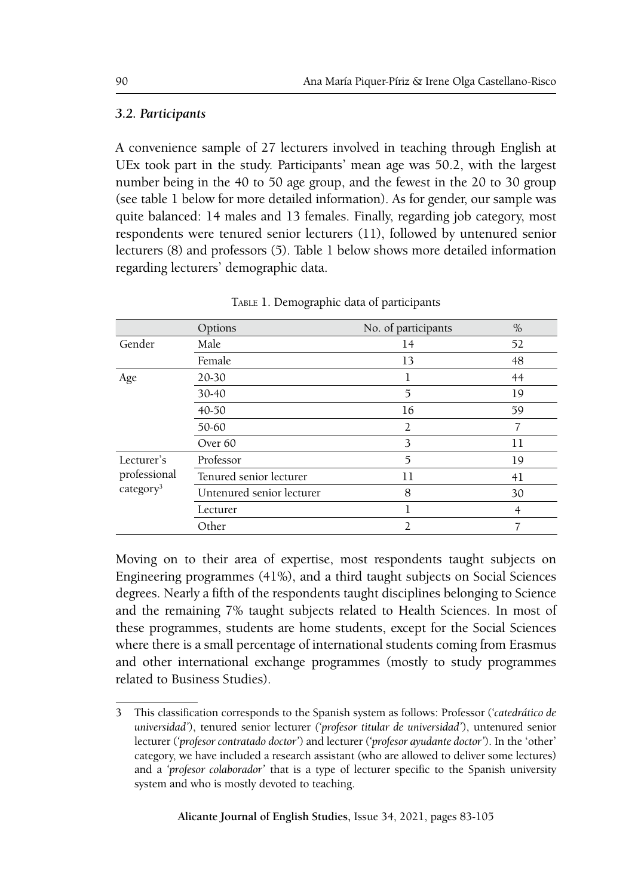### *3.2. Participants*

A convenience sample of 27 lecturers involved in teaching through English at UEx took part in the study. Participants' mean age was 50.2, with the largest number being in the 40 to 50 age group, and the fewest in the 20 to 30 group (see table 1 below for more detailed information). As for gender, our sample was quite balanced: 14 males and 13 females. Finally, regarding job category, most respondents were tenured senior lecturers (11), followed by untenured senior lecturers (8) and professors (5). Table 1 below shows more detailed information regarding lecturers' demographic data.

Table 1. Demographic data of participants

| | Options | No. of participants | % |
|---|---|---|---|
| Gender | Male | 14 | 52 |
| | Female | 13 | 48 |
| Age | 20-30 | 1 | 44 |
| | 30-40 | 5 | 19 |
| | 40-50 | 16 | 59 |
| | 50-60 | 2 | 7 |
| | Over 60 | 3 | 11 |
| Lecturer's professional category[3] | Professor | 5 | 19 |
| | Tenured senior lecturer | 11 | 41 |
| | Untenured senior lecturer | 8 | 30 |
| | Lecturer | 1 | 4 |
| | Other | 2 | 7 |

Moving on to their area of expertise, most respondents taught subjects on Engineering programmes (41%), and a third taught subjects on Social Sciences degrees. Nearly a fifth of the respondents taught disciplines belonging to Science and the remaining 7% taught subjects related to Health Sciences. In most of these programmes, students are home students, except for the Social Sciences where there is a small percentage of international students coming from Erasmus and other international exchange programmes (mostly to study programmes related to Business Studies).

---

3 This classification corresponds to the Spanish system as follows: Professor (*'catedrático de universidad'*), tenured senior lecturer *('profesor titular de universidad')*, untenured senior lecturer (*'profesor contratado doctor'*) and lecturer (*'profesor ayudante doctor'*). In the 'other' category, we have included a research assistant (who are allowed to deliver some lectures) and a *'profesor colaborador'* that is a type of lecturer specific to the Spanish university system and who is mostly devoted to teaching.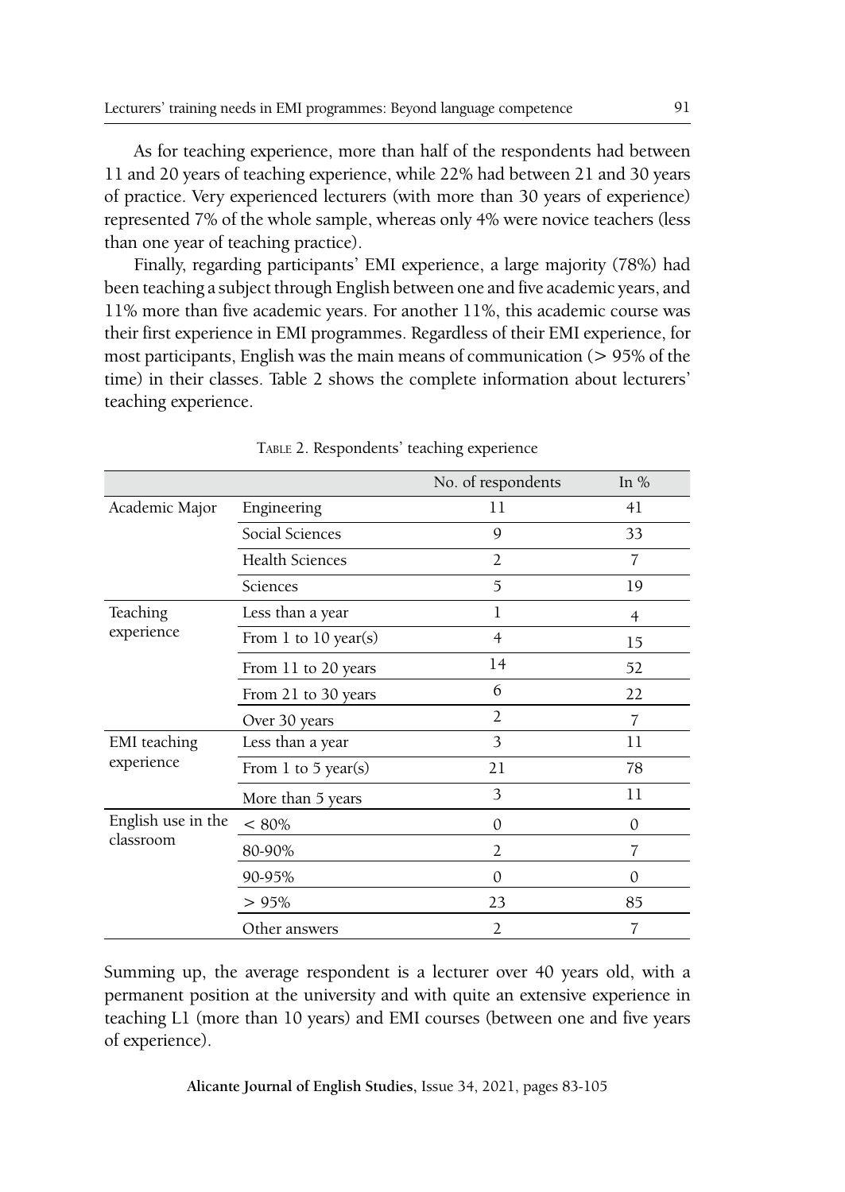As for teaching experience, more than half of the respondents had between 11 and 20 years of teaching experience, while 22% had between 21 and 30 years of practice. Very experienced lecturers (with more than 30 years of experience) represented 7% of the whole sample, whereas only 4% were novice teachers (less than one year of teaching practice).

Finally, regarding participants' EMI experience, a large majority (78%) had been teaching a subject through English between one and five academic years, and 11% more than five academic years. For another 11%, this academic course was their first experience in EMI programmes. Regardless of their EMI experience, for most participants, English was the main means of communication (> 95% of the time) in their classes. Table 2 shows the complete information about lecturers' teaching experience.

TABLE 2. Respondents' teaching experience

| | | No. of respondents | In % |
|---|---|---|---|
| Academic Major | Engineering | 11 | 41 |
| | Social Sciences | 9 | 33 |
| | Health Sciences | 2 | 7 |
| | Sciences | 5 | 19 |
| Teaching experience | Less than a year | 1 | 4 |
| | From 1 to 10 year(s) | 4 | 15 |
| | From 11 to 20 years | 14 | 52 |
| | From 21 to 30 years | 6 | 22 |
| | Over 30 years | 2 | 7 |
| EMI teaching experience | Less than a year | 3 | 11 |
| | From 1 to 5 year(s) | 21 | 78 |
| | More than 5 years | 3 | 11 |
| English use in the classroom | < 80% | 0 | 0 |
| | 80-90% | 2 | 7 |
| | 90-95% | 0 | 0 |
| | > 95% | 23 | 85 |
| | Other answers | 2 | 7 |

Summing up, the average respondent is a lecturer over 40 years old, with a permanent position at the university and with quite an extensive experience in teaching L1 (more than 10 years) and EMI courses (between one and five years of experience).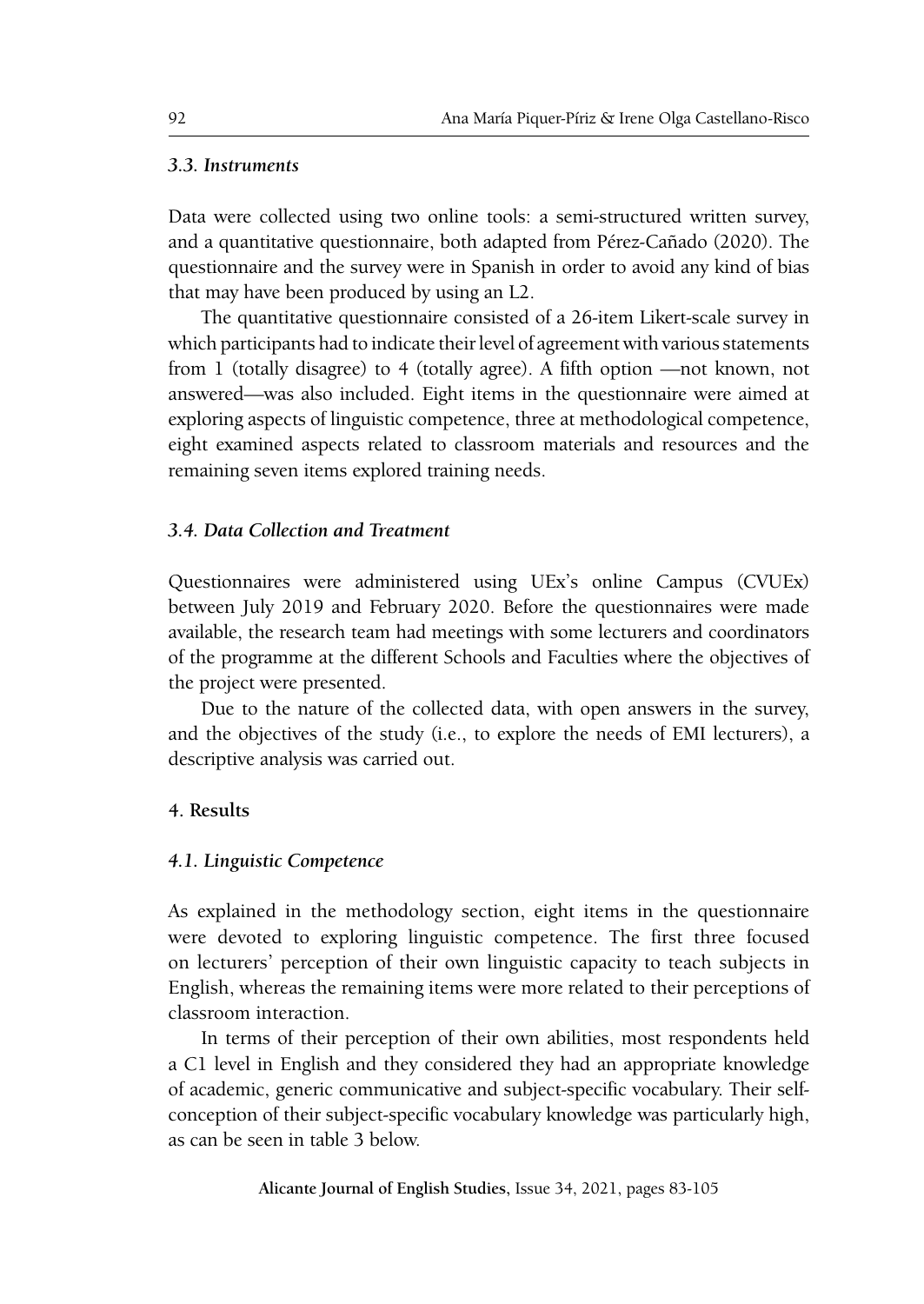### *3.3. Instruments*

Data were collected using two online tools: a semi-structured written survey, and a quantitative questionnaire, both adapted from Pérez-Cañado (2020). The questionnaire and the survey were in Spanish in order to avoid any kind of bias that may have been produced by using an L2.

The quantitative questionnaire consisted of a 26-item Likert-scale survey in which participants had to indicate their level of agreement with various statements from 1 (totally disagree) to 4 (totally agree). A fifth option —not known, not answered—was also included. Eight items in the questionnaire were aimed at exploring aspects of linguistic competence, three at methodological competence, eight examined aspects related to classroom materials and resources and the remaining seven items explored training needs.

### *3.4. Data Collection and Treatment*

Questionnaires were administered using UEx's online Campus (CVUEx) between July 2019 and February 2020. Before the questionnaires were made available, the research team had meetings with some lecturers and coordinators of the programme at the different Schools and Faculties where the objectives of the project were presented.

Due to the nature of the collected data, with open answers in the survey, and the objectives of the study (i.e., to explore the needs of EMI lecturers), a descriptive analysis was carried out.

## 4. Results

### *4.1. Linguistic Competence*

As explained in the methodology section, eight items in the questionnaire were devoted to exploring linguistic competence. The first three focused on lecturers' perception of their own linguistic capacity to teach subjects in English, whereas the remaining items were more related to their perceptions of classroom interaction.

In terms of their perception of their own abilities, most respondents held a C1 level in English and they considered they had an appropriate knowledge of academic, generic communicative and subject-specific vocabulary. Their self-conception of their subject-specific vocabulary knowledge was particularly high, as can be seen in table 3 below.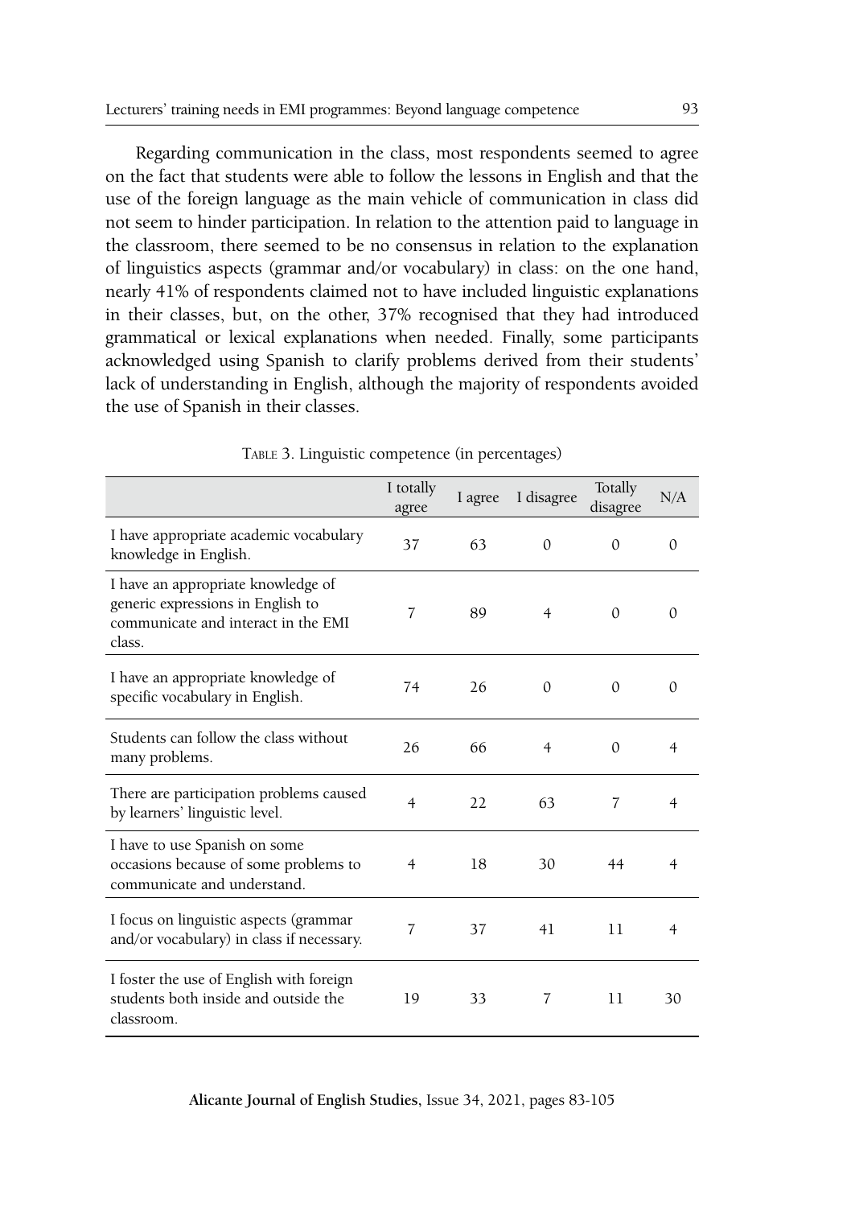Regarding communication in the class, most respondents seemed to agree on the fact that students were able to follow the lessons in English and that the use of the foreign language as the main vehicle of communication in class did not seem to hinder participation. In relation to the attention paid to language in the classroom, there seemed to be no consensus in relation to the explanation of linguistics aspects (grammar and/or vocabulary) in class: on the one hand, nearly 41% of respondents claimed not to have included linguistic explanations in their classes, but, on the other, 37% recognised that they had introduced grammatical or lexical explanations when needed. Finally, some participants acknowledged using Spanish to clarify problems derived from their students' lack of understanding in English, although the majority of respondents avoided the use of Spanish in their classes.

Table 3. Linguistic competence (in percentages)

| | I totally agree | I agree | I disagree | Totally disagree | N/A |
|---|---|---|---|---|---|
| I have appropriate academic vocabulary knowledge in English. | 37 | 63 | 0 | 0 | 0 |
| I have an appropriate knowledge of generic expressions in English to communicate and interact in the EMI class. | 7 | 89 | 4 | 0 | 0 |
| I have an appropriate knowledge of specific vocabulary in English. | 74 | 26 | 0 | 0 | 0 |
| Students can follow the class without many problems. | 26 | 66 | 4 | 0 | 4 |
| There are participation problems caused by learners' linguistic level. | 4 | 22 | 63 | 7 | 4 |
| I have to use Spanish on some occasions because of some problems to communicate and understand. | 4 | 18 | 30 | 44 | 4 |
| I focus on linguistic aspects (grammar and/or vocabulary) in class if necessary. | 7 | 37 | 41 | 11 | 4 |
| I foster the use of English with foreign students both inside and outside the classroom. | 19 | 33 | 7 | 11 | 30 |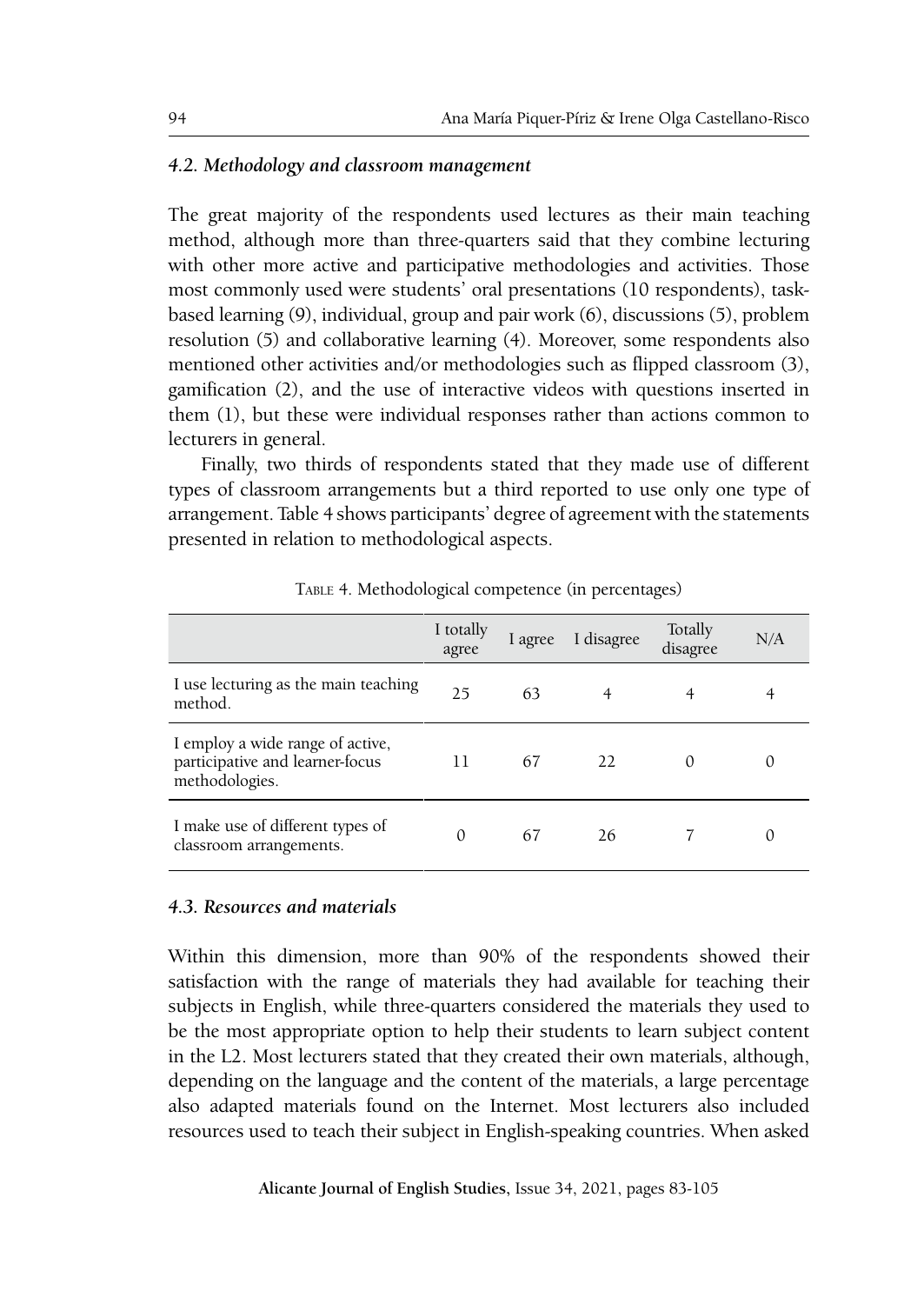### *4.2. Methodology and classroom management*

The great majority of the respondents used lectures as their main teaching method, although more than three-quarters said that they combine lecturing with other more active and participative methodologies and activities. Those most commonly used were students' oral presentations (10 respondents), task-based learning (9), individual, group and pair work (6), discussions (5), problem resolution (5) and collaborative learning (4). Moreover, some respondents also mentioned other activities and/or methodologies such as flipped classroom (3), gamification (2), and the use of interactive videos with questions inserted in them (1), but these were individual responses rather than actions common to lecturers in general.

Finally, two thirds of respondents stated that they made use of different types of classroom arrangements but a third reported to use only one type of arrangement. Table 4 shows participants' degree of agreement with the statements presented in relation to methodological aspects.

TABLE 4. Methodological competence (in percentages)

| | I totally agree | I agree | I disagree | Totally disagree | N/A |
|---|---|---|---|---|---|
| I use lecturing as the main teaching method. | 25 | 63 | 4 | 4 | 4 |
| I employ a wide range of active, participative and learner-focus methodologies. | 11 | 67 | 22 | 0 | 0 |
| I make use of different types of classroom arrangements. | 0 | 67 | 26 | 7 | 0 |

### *4.3. Resources and materials*

Within this dimension, more than 90% of the respondents showed their satisfaction with the range of materials they had available for teaching their subjects in English, while three-quarters considered the materials they used to be the most appropriate option to help their students to learn subject content in the L2. Most lecturers stated that they created their own materials, although, depending on the language and the content of the materials, a large percentage also adapted materials found on the Internet. Most lecturers also included resources used to teach their subject in English-speaking countries. When asked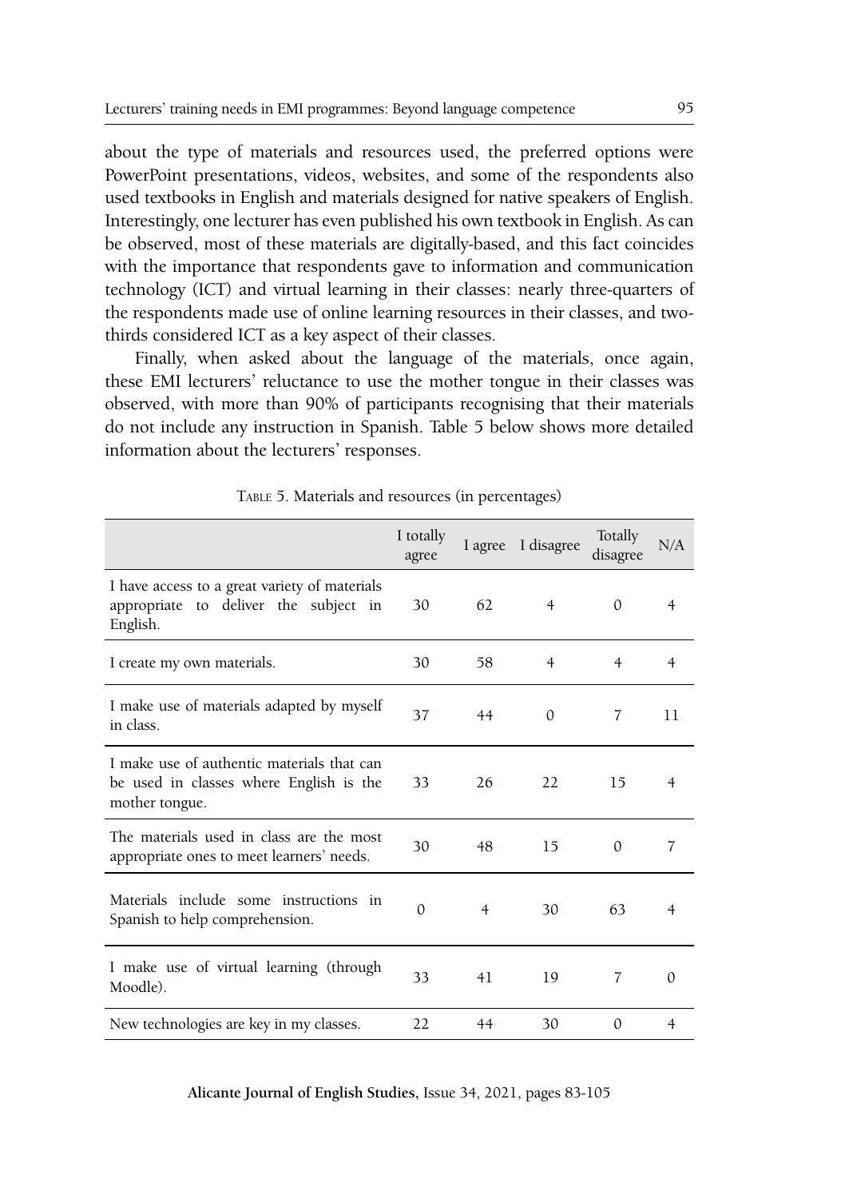about the type of materials and resources used, the preferred options were PowerPoint presentations, videos, websites, and some of the respondents also used textbooks in English and materials designed for native speakers of English. Interestingly, one lecturer has even published his own textbook in English. As can be observed, most of these materials are digitally-based, and this fact coincides with the importance that respondents gave to information and communication technology (ICT) and virtual learning in their classes: nearly three-quarters of the respondents made use of online learning resources in their classes, and two-thirds considered ICT as a key aspect of their classes.

Finally, when asked about the language of the materials, once again, these EMI lecturers' reluctance to use the mother tongue in their classes was observed, with more than 90% of participants recognising that their materials do not include any instruction in Spanish. Table 5 below shows more detailed information about the lecturers' responses.

TABLE 5. Materials and resources (in percentages)

| | I totally agree | I agree | I disagree | Totally disagree | N/A |
|---|---|---|---|---|---|
| I have access to a great variety of materials appropriate to deliver the subject in English. | 30 | 62 | 4 | 0 | 4 |
| I create my own materials. | 30 | 58 | 4 | 4 | 4 |
| I make use of materials adapted by myself in class. | 37 | 44 | 0 | 7 | 11 |
| I make use of authentic materials that can be used in classes where English is the mother tongue. | 33 | 26 | 22 | 15 | 4 |
| The materials used in class are the most appropriate ones to meet learners' needs. | 30 | 48 | 15 | 0 | 7 |
| Materials include some instructions in Spanish to help comprehension. | 0 | 4 | 30 | 63 | 4 |
| I make use of virtual learning (through Moodle). | 33 | 41 | 19 | 7 | 0 |
| New technologies are key in my classes. | 22 | 44 | 30 | 0 | 4 |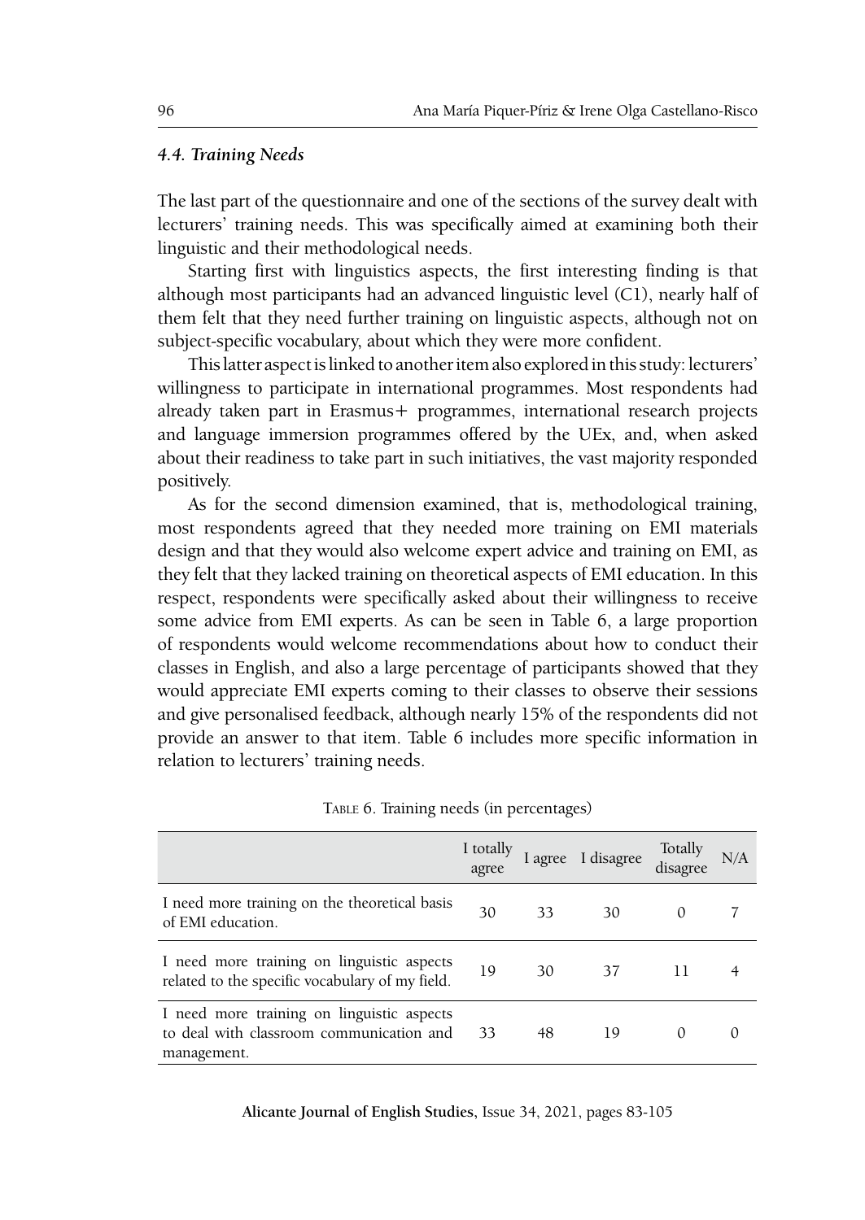### *4.4. Training Needs*

The last part of the questionnaire and one of the sections of the survey dealt with lecturers' training needs. This was specifically aimed at examining both their linguistic and their methodological needs.

Starting first with linguistics aspects, the first interesting finding is that although most participants had an advanced linguistic level (C1), nearly half of them felt that they need further training on linguistic aspects, although not on subject-specific vocabulary, about which they were more confident.

This latter aspect is linked to another item also explored in this study: lecturers' willingness to participate in international programmes. Most respondents had already taken part in Erasmus+ programmes, international research projects and language immersion programmes offered by the UEx, and, when asked about their readiness to take part in such initiatives, the vast majority responded positively.

As for the second dimension examined, that is, methodological training, most respondents agreed that they needed more training on EMI materials design and that they would also welcome expert advice and training on EMI, as they felt that they lacked training on theoretical aspects of EMI education. In this respect, respondents were specifically asked about their willingness to receive some advice from EMI experts. As can be seen in Table 6, a large proportion of respondents would welcome recommendations about how to conduct their classes in English, and also a large percentage of participants showed that they would appreciate EMI experts coming to their classes to observe their sessions and give personalised feedback, although nearly 15% of the respondents did not provide an answer to that item. Table 6 includes more specific information in relation to lecturers' training needs.

Table 6. Training needs (in percentages)

| | I totally agree | I agree | I disagree | Totally disagree | N/A |
|---|---|---|---|---|---|
| I need more training on the theoretical basis of EMI education. | 30 | 33 | 30 | 0 | 7 |
| I need more training on linguistic aspects related to the specific vocabulary of my field. | 19 | 30 | 37 | 11 | 4 |
| I need more training on linguistic aspects to deal with classroom communication and management. | 33 | 48 | 19 | 0 | 0 |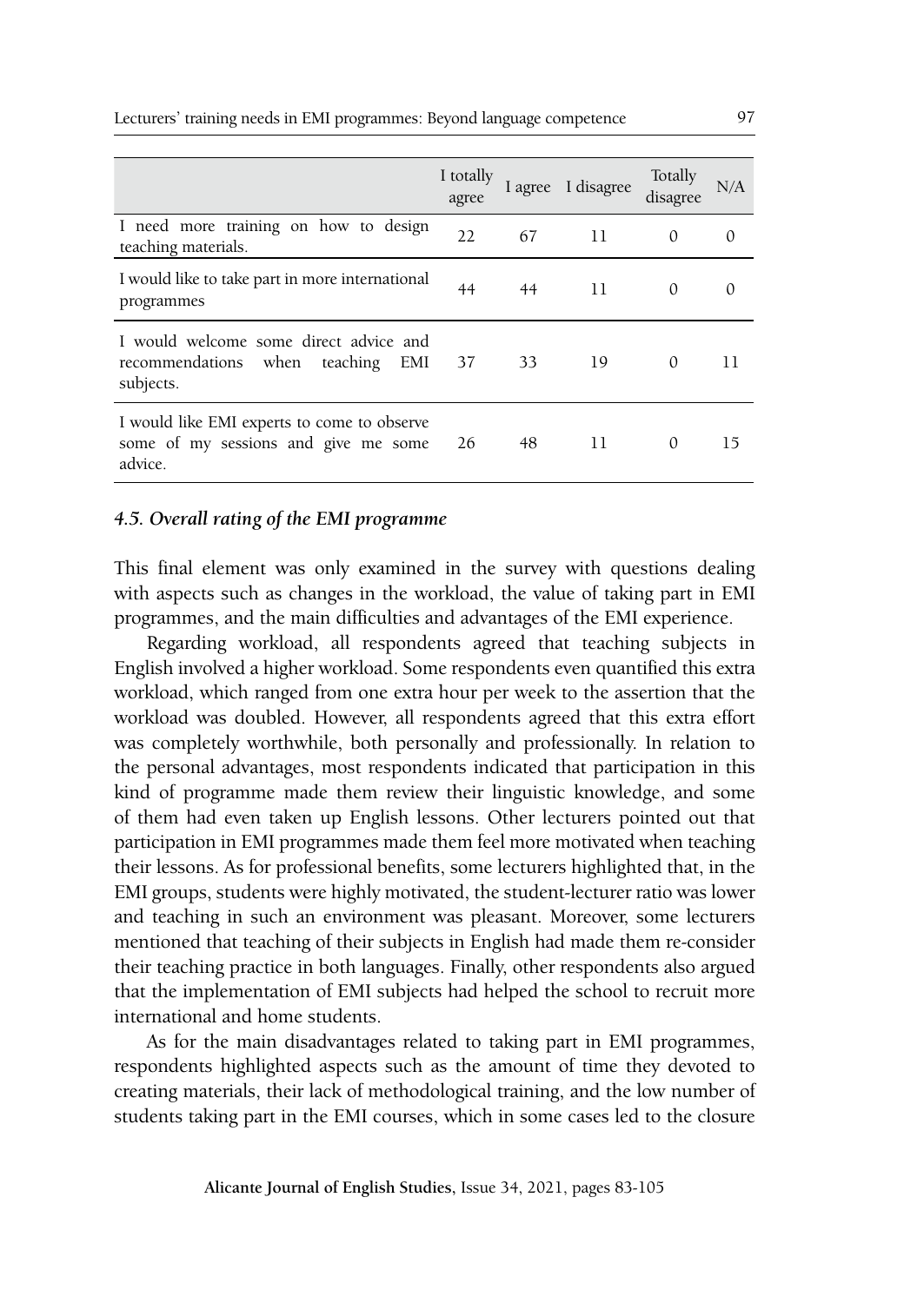| | I totally agree | I agree | I disagree | Totally disagree | N/A |
|---|---|---|---|---|---|
| I need more training on how to design teaching materials. | 22 | 67 | 11 | 0 | 0 |
| I would like to take part in more international programmes | 44 | 44 | 11 | 0 | 0 |
| I would welcome some direct advice and recommendations when teaching EMI subjects. | 37 | 33 | 19 | 0 | 11 |
| I would like EMI experts to come to observe some of my sessions and give me some advice. | 26 | 48 | 11 | 0 | 15 |

### *4.5. Overall rating of the EMI programme*

This final element was only examined in the survey with questions dealing with aspects such as changes in the workload, the value of taking part in EMI programmes, and the main difficulties and advantages of the EMI experience.

Regarding workload, all respondents agreed that teaching subjects in English involved a higher workload. Some respondents even quantified this extra workload, which ranged from one extra hour per week to the assertion that the workload was doubled. However, all respondents agreed that this extra effort was completely worthwhile, both personally and professionally. In relation to the personal advantages, most respondents indicated that participation in this kind of programme made them review their linguistic knowledge, and some of them had even taken up English lessons. Other lecturers pointed out that participation in EMI programmes made them feel more motivated when teaching their lessons. As for professional benefits, some lecturers highlighted that, in the EMI groups, students were highly motivated, the student-lecturer ratio was lower and teaching in such an environment was pleasant. Moreover, some lecturers mentioned that teaching of their subjects in English had made them re-consider their teaching practice in both languages. Finally, other respondents also argued that the implementation of EMI subjects had helped the school to recruit more international and home students.

As for the main disadvantages related to taking part in EMI programmes, respondents highlighted aspects such as the amount of time they devoted to creating materials, their lack of methodological training, and the low number of students taking part in the EMI courses, which in some cases led to the closure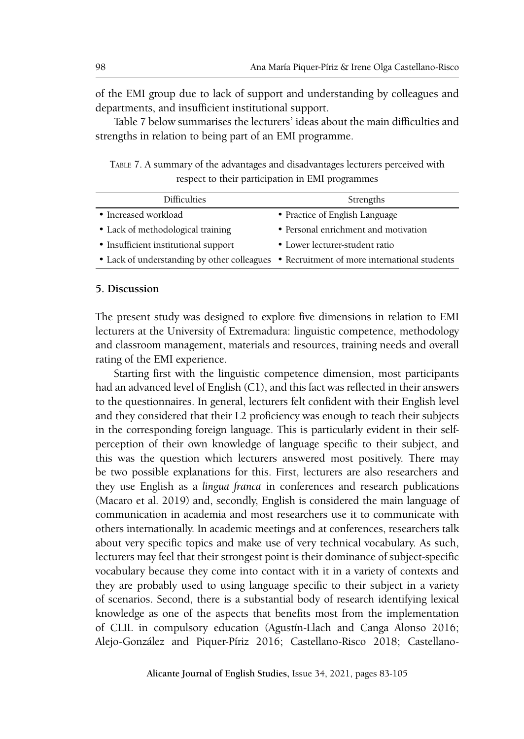of the EMI group due to lack of support and understanding by colleagues and departments, and insufficient institutional support.

Table 7 below summarises the lecturers' ideas about the main difficulties and strengths in relation to being part of an EMI programme.

TABLE 7. A summary of the advantages and disadvantages lecturers perceived with respect to their participation in EMI programmes

| Difficulties | Strengths |
|---|---|
| • Increased workload | • Practice of English Language |
| • Lack of methodological training | • Personal enrichment and motivation |
| • Insufficient institutional support | • Lower lecturer-student ratio |
| • Lack of understanding by other colleagues | • Recruitment of more international students |

## 5. Discussion

The present study was designed to explore five dimensions in relation to EMI lecturers at the University of Extremadura: linguistic competence, methodology and classroom management, materials and resources, training needs and overall rating of the EMI experience.

Starting first with the linguistic competence dimension, most participants had an advanced level of English (C1), and this fact was reflected in their answers to the questionnaires. In general, lecturers felt confident with their English level and they considered that their L2 proficiency was enough to teach their subjects in the corresponding foreign language. This is particularly evident in their self-perception of their own knowledge of language specific to their subject, and this was the question which lecturers answered most positively. There may be two possible explanations for this. First, lecturers are also researchers and they use English as a *lingua franca* in conferences and research publications (Macaro et al. 2019) and, secondly, English is considered the main language of communication in academia and most researchers use it to communicate with others internationally. In academic meetings and at conferences, researchers talk about very specific topics and make use of very technical vocabulary. As such, lecturers may feel that their strongest point is their dominance of subject-specific vocabulary because they come into contact with it in a variety of contexts and they are probably used to using language specific to their subject in a variety of scenarios. Second, there is a substantial body of research identifying lexical knowledge as one of the aspects that benefits most from the implementation of CLIL in compulsory education (Agustín-Llach and Canga Alonso 2016; Alejo-González and Piquer-Píriz 2016; Castellano-Risco 2018; Castellano-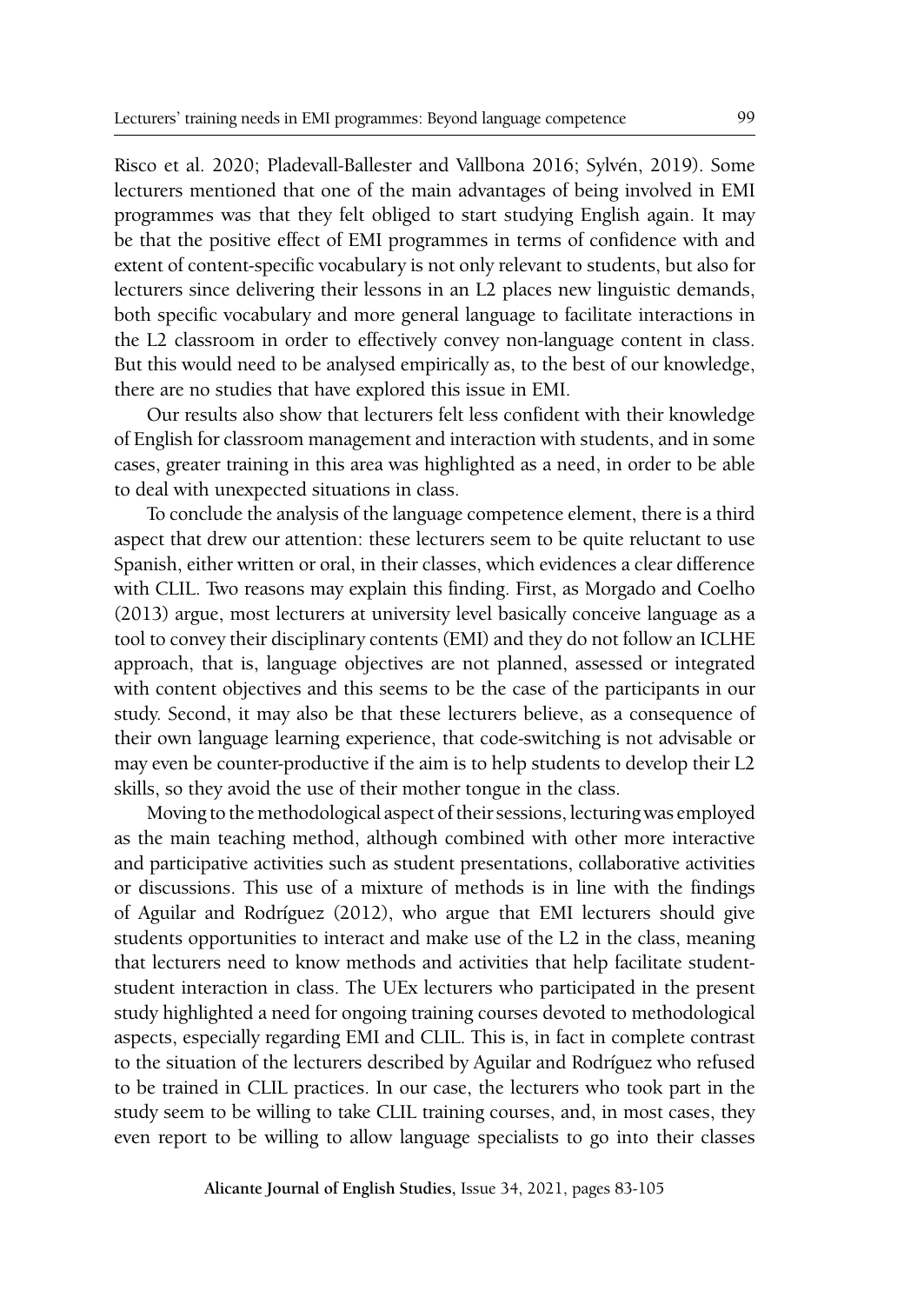Risco et al. 2020; Pladevall-Ballester and Vallbona 2016; Sylvén, 2019). Some lecturers mentioned that one of the main advantages of being involved in EMI programmes was that they felt obliged to start studying English again. It may be that the positive effect of EMI programmes in terms of confidence with and extent of content-specific vocabulary is not only relevant to students, but also for lecturers since delivering their lessons in an L2 places new linguistic demands, both specific vocabulary and more general language to facilitate interactions in the L2 classroom in order to effectively convey non-language content in class. But this would need to be analysed empirically as, to the best of our knowledge, there are no studies that have explored this issue in EMI.

Our results also show that lecturers felt less confident with their knowledge of English for classroom management and interaction with students, and in some cases, greater training in this area was highlighted as a need, in order to be able to deal with unexpected situations in class.

To conclude the analysis of the language competence element, there is a third aspect that drew our attention: these lecturers seem to be quite reluctant to use Spanish, either written or oral, in their classes, which evidences a clear difference with CLIL. Two reasons may explain this finding. First, as Morgado and Coelho (2013) argue, most lecturers at university level basically conceive language as a tool to convey their disciplinary contents (EMI) and they do not follow an ICLHE approach, that is, language objectives are not planned, assessed or integrated with content objectives and this seems to be the case of the participants in our study. Second, it may also be that these lecturers believe, as a consequence of their own language learning experience, that code-switching is not advisable or may even be counter-productive if the aim is to help students to develop their L2 skills, so they avoid the use of their mother tongue in the class.

Moving to the methodological aspect of their sessions, lecturing was employed as the main teaching method, although combined with other more interactive and participative activities such as student presentations, collaborative activities or discussions. This use of a mixture of methods is in line with the findings of Aguilar and Rodríguez (2012), who argue that EMI lecturers should give students opportunities to interact and make use of the L2 in the class, meaning that lecturers need to know methods and activities that help facilitate student-student interaction in class. The UEx lecturers who participated in the present study highlighted a need for ongoing training courses devoted to methodological aspects, especially regarding EMI and CLIL. This is, in fact in complete contrast to the situation of the lecturers described by Aguilar and Rodríguez who refused to be trained in CLIL practices. In our case, the lecturers who took part in the study seem to be willing to take CLIL training courses, and, in most cases, they even report to be willing to allow language specialists to go into their classes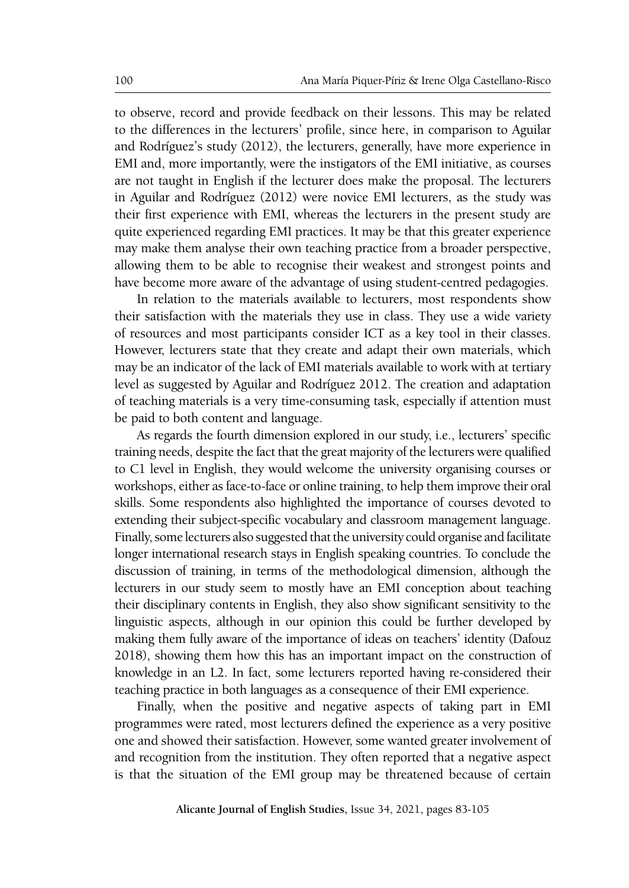to observe, record and provide feedback on their lessons. This may be related to the differences in the lecturers' profile, since here, in comparison to Aguilar and Rodríguez's study (2012), the lecturers, generally, have more experience in EMI and, more importantly, were the instigators of the EMI initiative, as courses are not taught in English if the lecturer does make the proposal. The lecturers in Aguilar and Rodríguez (2012) were novice EMI lecturers, as the study was their first experience with EMI, whereas the lecturers in the present study are quite experienced regarding EMI practices. It may be that this greater experience may make them analyse their own teaching practice from a broader perspective, allowing them to be able to recognise their weakest and strongest points and have become more aware of the advantage of using student-centred pedagogies.

In relation to the materials available to lecturers, most respondents show their satisfaction with the materials they use in class. They use a wide variety of resources and most participants consider ICT as a key tool in their classes. However, lecturers state that they create and adapt their own materials, which may be an indicator of the lack of EMI materials available to work with at tertiary level as suggested by Aguilar and Rodríguez 2012. The creation and adaptation of teaching materials is a very time-consuming task, especially if attention must be paid to both content and language.

As regards the fourth dimension explored in our study, i.e., lecturers' specific training needs, despite the fact that the great majority of the lecturers were qualified to C1 level in English, they would welcome the university organising courses or workshops, either as face-to-face or online training, to help them improve their oral skills. Some respondents also highlighted the importance of courses devoted to extending their subject-specific vocabulary and classroom management language. Finally, some lecturers also suggested that the university could organise and facilitate longer international research stays in English speaking countries. To conclude the discussion of training, in terms of the methodological dimension, although the lecturers in our study seem to mostly have an EMI conception about teaching their disciplinary contents in English, they also show significant sensitivity to the linguistic aspects, although in our opinion this could be further developed by making them fully aware of the importance of ideas on teachers' identity (Dafouz 2018), showing them how this has an important impact on the construction of knowledge in an L2. In fact, some lecturers reported having re-considered their teaching practice in both languages as a consequence of their EMI experience.

Finally, when the positive and negative aspects of taking part in EMI programmes were rated, most lecturers defined the experience as a very positive one and showed their satisfaction. However, some wanted greater involvement of and recognition from the institution. They often reported that a negative aspect is that the situation of the EMI group may be threatened because of certain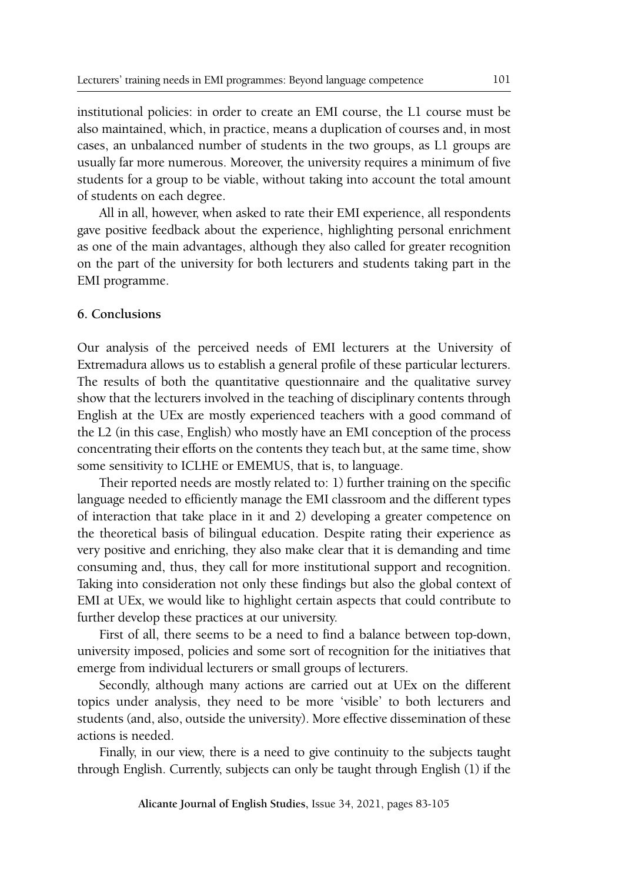institutional policies: in order to create an EMI course, the L1 course must be also maintained, which, in practice, means a duplication of courses and, in most cases, an unbalanced number of students in the two groups, as L1 groups are usually far more numerous. Moreover, the university requires a minimum of five students for a group to be viable, without taking into account the total amount of students on each degree.

All in all, however, when asked to rate their EMI experience, all respondents gave positive feedback about the experience, highlighting personal enrichment as one of the main advantages, although they also called for greater recognition on the part of the university for both lecturers and students taking part in the EMI programme.

## 6. Conclusions

Our analysis of the perceived needs of EMI lecturers at the University of Extremadura allows us to establish a general profile of these particular lecturers. The results of both the quantitative questionnaire and the qualitative survey show that the lecturers involved in the teaching of disciplinary contents through English at the UEx are mostly experienced teachers with a good command of the L2 (in this case, English) who mostly have an EMI conception of the process concentrating their efforts on the contents they teach but, at the same time, show some sensitivity to ICLHE or EMEMUS, that is, to language.

Their reported needs are mostly related to: 1) further training on the specific language needed to efficiently manage the EMI classroom and the different types of interaction that take place in it and 2) developing a greater competence on the theoretical basis of bilingual education. Despite rating their experience as very positive and enriching, they also make clear that it is demanding and time consuming and, thus, they call for more institutional support and recognition. Taking into consideration not only these findings but also the global context of EMI at UEx, we would like to highlight certain aspects that could contribute to further develop these practices at our university.

First of all, there seems to be a need to find a balance between top-down, university imposed, policies and some sort of recognition for the initiatives that emerge from individual lecturers or small groups of lecturers.

Secondly, although many actions are carried out at UEx on the different topics under analysis, they need to be more 'visible' to both lecturers and students (and, also, outside the university). More effective dissemination of these actions is needed.

Finally, in our view, there is a need to give continuity to the subjects taught through English. Currently, subjects can only be taught through English (1) if the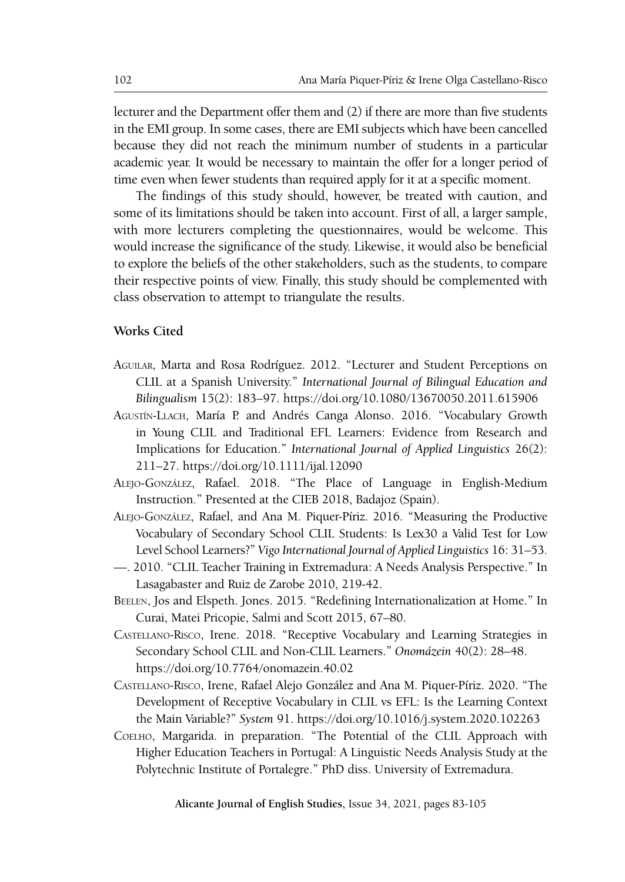lecturer and the Department offer them and (2) if there are more than five students in the EMI group. In some cases, there are EMI subjects which have been cancelled because they did not reach the minimum number of students in a particular academic year. It would be necessary to maintain the offer for a longer period of time even when fewer students than required apply for it at a specific moment.

The findings of this study should, however, be treated with caution, and some of its limitations should be taken into account. First of all, a larger sample, with more lecturers completing the questionnaires, would be welcome. This would increase the significance of the study. Likewise, it would also be beneficial to explore the beliefs of the other stakeholders, such as the students, to compare their respective points of view. Finally, this study should be complemented with class observation to attempt to triangulate the results.

### Works Cited

Aguilar, Marta and Rosa Rodríguez. 2012. "Lecturer and Student Perceptions on CLIL at a Spanish University." *International Journal of Bilingual Education and Bilingualism* 15(2): 183–97. https://doi.org/10.1080/13670050.2011.615906

Agustín-Llach, María P. and Andrés Canga Alonso. 2016. "Vocabulary Growth in Young CLIL and Traditional EFL Learners: Evidence from Research and Implications for Education." *International Journal of Applied Linguistics* 26(2): 211–27. https://doi.org/10.1111/ijal.12090

Alejo-González, Rafael. 2018. "The Place of Language in English-Medium Instruction." Presented at the CIEB 2018, Badajoz (Spain).

Alejo-González, Rafael, and Ana M. Piquer-Píriz. 2016. "Measuring the Productive Vocabulary of Secondary School CLIL Students: Is Lex30 a Valid Test for Low Level School Learners?" *Vigo International Journal of Applied Linguistics* 16: 31–53.

—. 2010. "CLIL Teacher Training in Extremadura: A Needs Analysis Perspective." In Lasagabaster and Ruiz de Zarobe 2010, 219-42.

Beelen, Jos and Elspeth. Jones. 2015. "Redefining Internationalization at Home." In Curai, Matei Pricopie, Salmi and Scott 2015, 67–80.

Castellano-Risco, Irene. 2018. "Receptive Vocabulary and Learning Strategies in Secondary School CLIL and Non-CLIL Learners." *Onomázein* 40(2): 28–48. https://doi.org/10.7764/onomazein.40.02

Castellano-Risco, Irene, Rafael Alejo González and Ana M. Piquer-Píriz. 2020. "The Development of Receptive Vocabulary in CLIL vs EFL: Is the Learning Context the Main Variable?" *System* 91. https://doi.org/10.1016/j.system.2020.102263

Coelho, Margarida. in preparation. "The Potential of the CLIL Approach with Higher Education Teachers in Portugal: A Linguistic Needs Analysis Study at the Polytechnic Institute of Portalegre." PhD diss. University of Extremadura.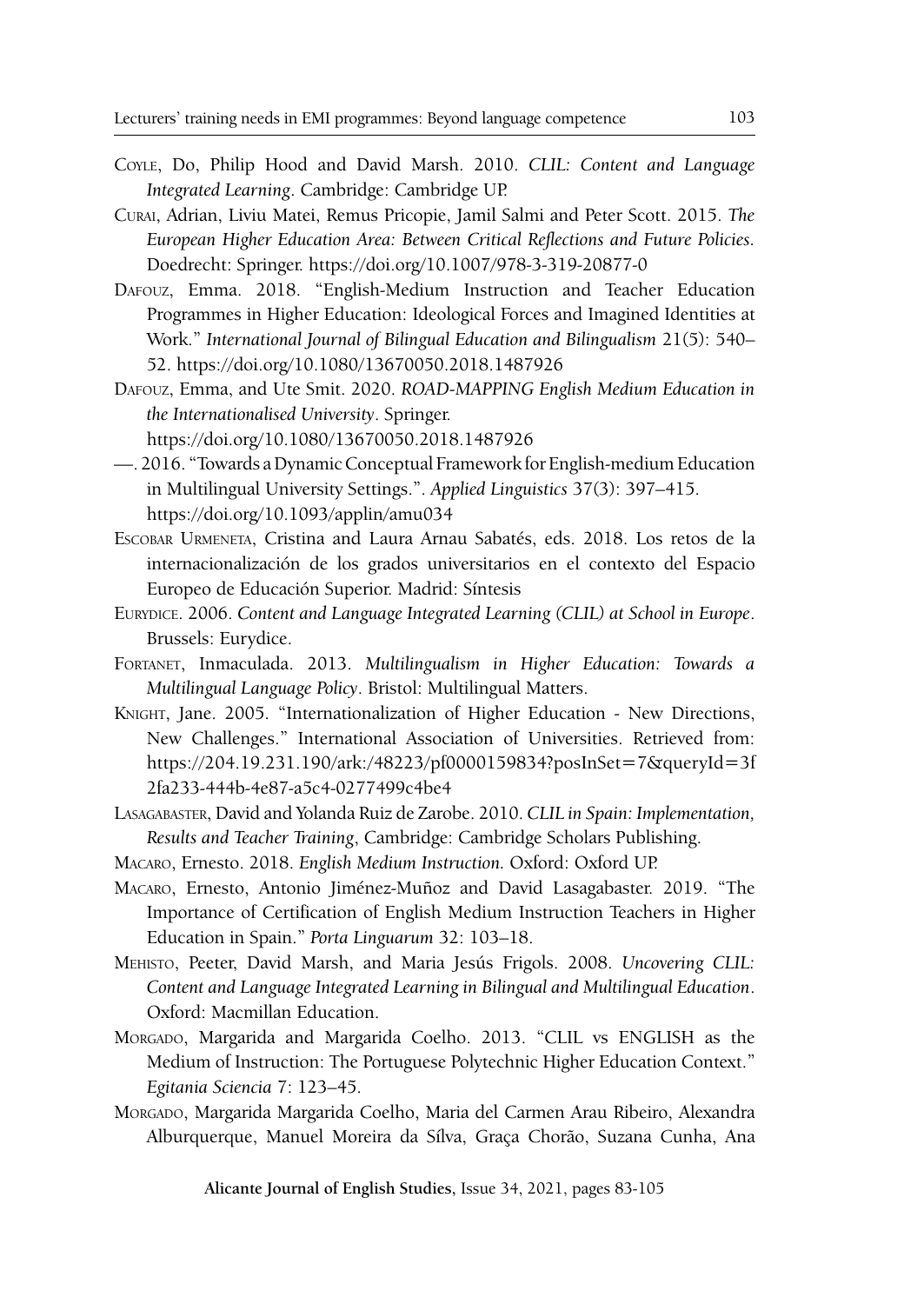Coyle, Do, Philip Hood and David Marsh. 2010. *CLIL: Content and Language Integrated Learning*. Cambridge: Cambridge UP.

Curai, Adrian, Liviu Matei, Remus Pricopie, Jamil Salmi and Peter Scott. 2015. *The European Higher Education Area: Between Critical Reflections and Future Policies*. Doedrecht: Springer. https://doi.org/10.1007/978-3-319-20877-0

Dafouz, Emma. 2018. "English-Medium Instruction and Teacher Education Programmes in Higher Education: Ideological Forces and Imagined Identities at Work." *International Journal of Bilingual Education and Bilingualism* 21(5): 540–52. https://doi.org/10.1080/13670050.2018.1487926

Dafouz, Emma, and Ute Smit. 2020. *ROAD-MAPPING English Medium Education in the Internationalised University*. Springer. https://doi.org/10.1080/13670050.2018.1487926

—. 2016. "Towards a Dynamic Conceptual Framework for English-medium Education in Multilingual University Settings.". *Applied Linguistics* 37(3): 397–415. https://doi.org/10.1093/applin/amu034

Escobar Urmeneta, Cristina and Laura Arnau Sabatés, eds. 2018. Los retos de la internacionalización de los grados universitarios en el contexto del Espacio Europeo de Educación Superior. Madrid: Síntesis

Eurydice. 2006. *Content and Language Integrated Learning (CLIL) at School in Europe*. Brussels: Eurydice.

Fortanet, Inmaculada. 2013. *Multilingualism in Higher Education: Towards a Multilingual Language Policy*. Bristol: Multilingual Matters.

Knight, Jane. 2005. "Internationalization of Higher Education - New Directions, New Challenges." International Association of Universities. Retrieved from: https://204.19.231.190/ark:/48223/pf0000159834?posInSet=7&queryId=3f2fa233-444b-4e87-a5c4-0277499c4be4

Lasagabaster, David and Yolanda Ruiz de Zarobe. 2010. *CLIL in Spain: Implementation, Results and Teacher Training*, Cambridge: Cambridge Scholars Publishing.

Macaro, Ernesto. 2018. *English Medium Instruction*. Oxford: Oxford UP.

Macaro, Ernesto, Antonio Jiménez-Muñoz and David Lasagabaster. 2019. "The Importance of Certification of English Medium Instruction Teachers in Higher Education in Spain." *Porta Linguarum* 32: 103–18.

Mehisto, Peeter, David Marsh, and Maria Jesús Frigols. 2008. *Uncovering CLIL: Content and Language Integrated Learning in Bilingual and Multilingual Education*. Oxford: Macmillan Education.

Morgado, Margarida and Margarida Coelho. 2013. "CLIL vs ENGLISH as the Medium of Instruction: The Portuguese Polytechnic Higher Education Context." *Egitania Sciencia* 7: 123–45.

Morgado, Margarida Margarida Coelho, Maria del Carmen Arau Ribeiro, Alexandra Alburquerque, Manuel Moreira da Sílva, Graça Chorão, Suzana Cunha, Ana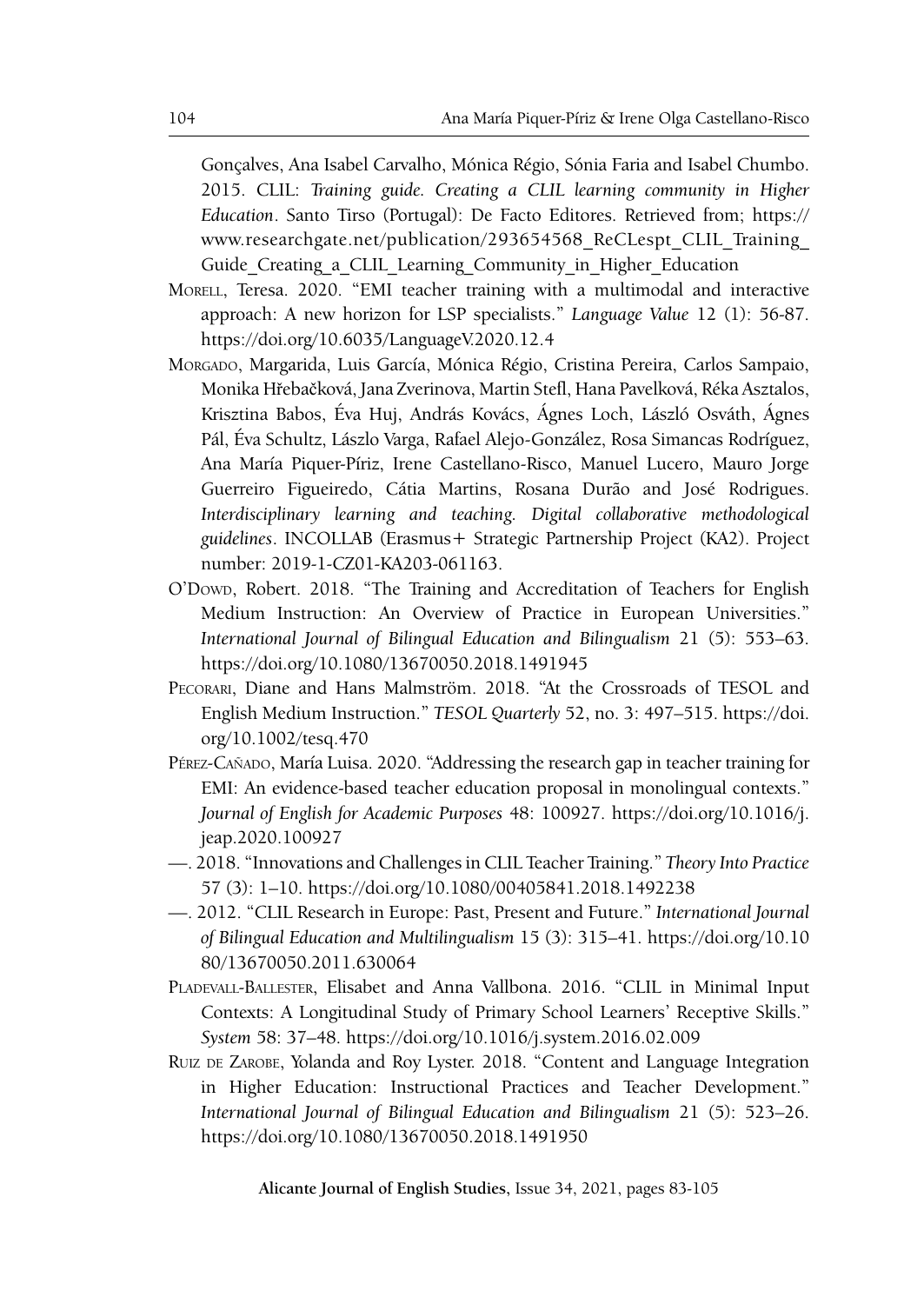Gonçalves, Ana Isabel Carvalho, Mónica Régio, Sónia Faria and Isabel Chumbo. 2015. CLIL: *Training guide. Creating a CLIL learning community in Higher Education*. Santo Tirso (Portugal): De Facto Editores. Retrieved from; https://www.researchgate.net/publication/293654568_ReCLespt_CLIL_Training_Guide_Creating_a_CLIL_Learning_Community_in_Higher_Education

Morell, Teresa. 2020. "EMI teacher training with a multimodal and interactive approach: A new horizon for LSP specialists." *Language Value* 12 (1): 56-87. https://doi.org/10.6035/LanguageV.2020.12.4

Morgado, Margarida, Luis García, Mónica Régio, Cristina Pereira, Carlos Sampaio, Monika Hřebačková, Jana Zverinova, Martin Stefl, Hana Pavelková, Réka Asztalos, Krisztina Babos, Éva Huj, András Kovács, Ágnes Loch, László Osváth, Ágnes Pál, Éva Schultz, Lászlo Varga, Rafael Alejo-González, Rosa Simancas Rodríguez, Ana María Piquer-Píriz, Irene Castellano-Risco, Manuel Lucero, Mauro Jorge Guerreiro Figueiredo, Cátia Martins, Rosana Durão and José Rodrigues. *Interdisciplinary learning and teaching. Digital collaborative methodological guidelines*. INCOLLAB (Erasmus+ Strategic Partnership Project (KA2). Project number: 2019-1-CZ01-KA203-061163.

O'Dowd, Robert. 2018. "The Training and Accreditation of Teachers for English Medium Instruction: An Overview of Practice in European Universities." *International Journal of Bilingual Education and Bilingualism* 21 (5): 553–63. https://doi.org/10.1080/13670050.2018.1491945

Pecorari, Diane and Hans Malmström. 2018. "At the Crossroads of TESOL and English Medium Instruction." *TESOL Quarterly* 52, no. 3: 497–515. https://doi.org/10.1002/tesq.470

Pérez-Cañado, María Luisa. 2020. "Addressing the research gap in teacher training for EMI: An evidence-based teacher education proposal in monolingual contexts." *Journal of English for Academic Purposes* 48: 100927. https://doi.org/10.1016/j.jeap.2020.100927

—. 2018. "Innovations and Challenges in CLIL Teacher Training." *Theory Into Practice* 57 (3): 1–10. https://doi.org/10.1080/00405841.2018.1492238

—. 2012. "CLIL Research in Europe: Past, Present and Future." *International Journal of Bilingual Education and Multilingualism* 15 (3): 315–41. https://doi.org/10.1080/13670050.2011.630064

Pladevall-Ballester, Elisabet and Anna Vallbona. 2016. "CLIL in Minimal Input Contexts: A Longitudinal Study of Primary School Learners' Receptive Skills." *System* 58: 37–48. https://doi.org/10.1016/j.system.2016.02.009

Ruiz de Zarobe, Yolanda and Roy Lyster. 2018. "Content and Language Integration in Higher Education: Instructional Practices and Teacher Development." *International Journal of Bilingual Education and Bilingualism* 21 (5): 523–26. https://doi.org/10.1080/13670050.2018.1491950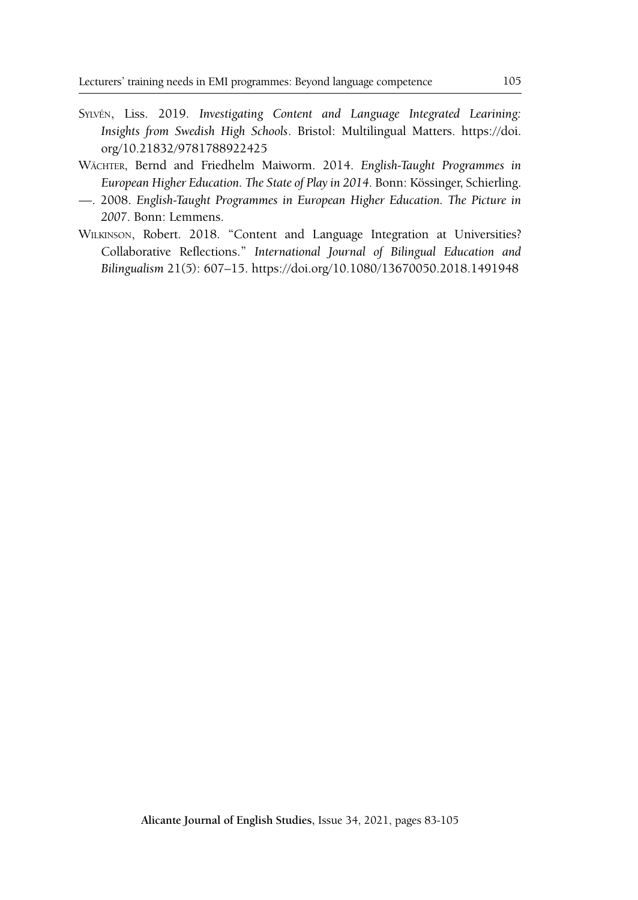Sylvén, Liss. 2019. *Investigating Content and Language Integrated Learining: Insights from Swedish High Schools*. Bristol: Multilingual Matters. https://doi.org/10.21832/9781788922425

Wächter, Bernd and Friedhelm Maiworm. 2014. *English-Taught Programmes in European Higher Education. The State of Play in 2014*. Bonn: Kössinger, Schierling.

—. 2008. *English-Taught Programmes in European Higher Education. The Picture in 2007*. Bonn: Lemmens.

Wilkinson, Robert. 2018. "Content and Language Integration at Universities? Collaborative Reflections." *International Journal of Bilingual Education and Bilingualism* 21(5): 607–15. https://doi.org/10.1080/13670050.2018.1491948